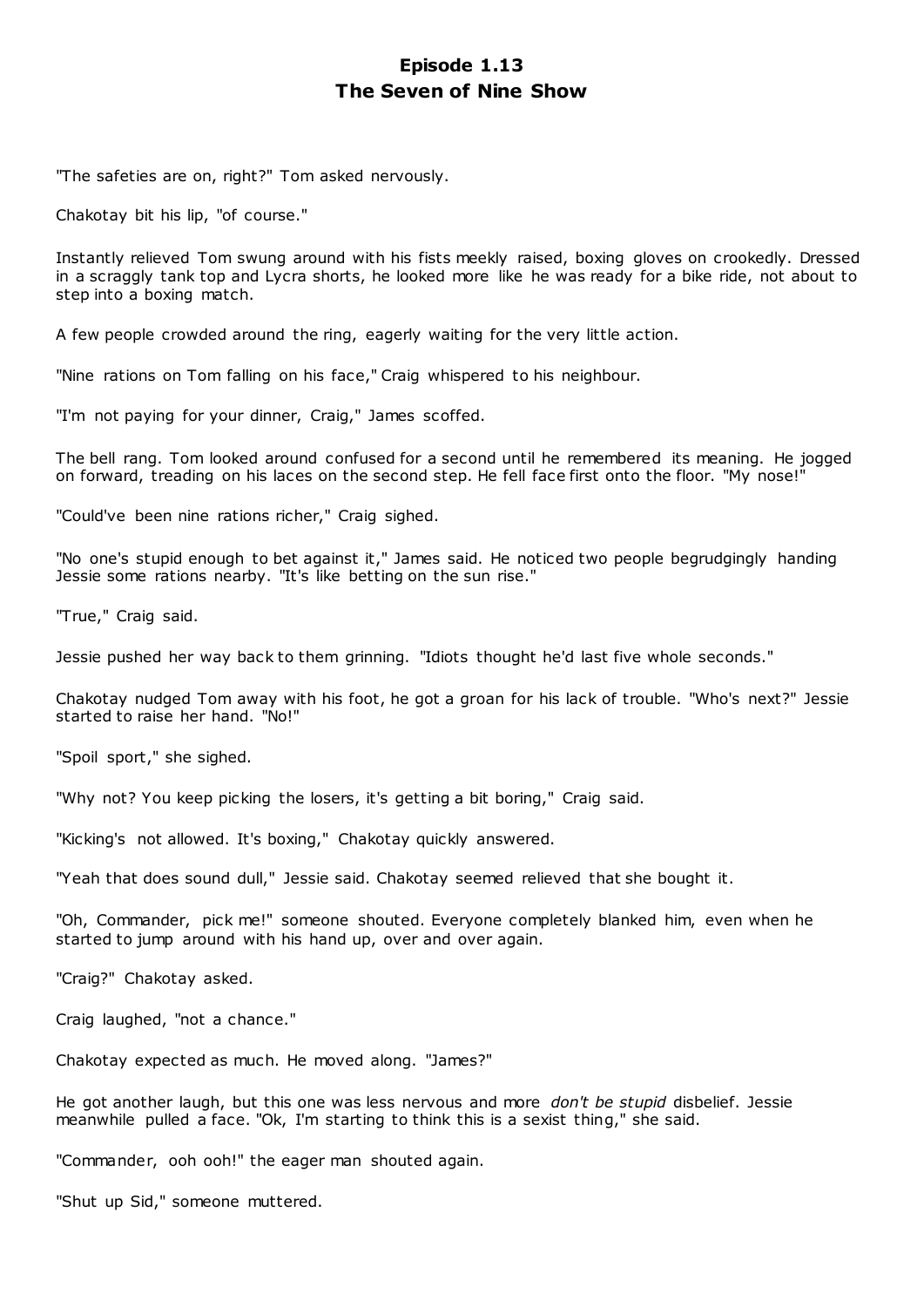# Episode 1.13
# The Seven of Nine Show

"The safeties are on, right?" Tom asked nervously.

Chakotay bit his lip, "of course."

Instantly relieved Tom swung around with his fists meekly raised, boxing gloves on crookedly. Dressed in a scraggly tank top and Lycra shorts, he looked more like he was ready for a bike ride, not about to step into a boxing match.

A few people crowded around the ring, eagerly waiting for the very little action.

"Nine rations on Tom falling on his face," Craig whispered to his neighbour.

"I'm not paying for your dinner, Craig," James scoffed.

The bell rang. Tom looked around confused for a second until he remembered its meaning. He jogged on forward, treading on his laces on the second step. He fell face first onto the floor. "My nose!"

"Could've been nine rations richer," Craig sighed.

"No one's stupid enough to bet against it," James said. He noticed two people begrudgingly handing Jessie some rations nearby. "It's like betting on the sun rise."

"True," Craig said.

Jessie pushed her way back to them grinning. "Idiots thought he'd last five whole seconds."

Chakotay nudged Tom away with his foot, he got a groan for his lack of trouble. "Who's next?" Jessie started to raise her hand. "No!"

"Spoil sport," she sighed.

"Why not? You keep picking the losers, it's getting a bit boring," Craig said.

"Kicking's not allowed. It's boxing," Chakotay quickly answered.

"Yeah that does sound dull," Jessie said. Chakotay seemed relieved that she bought it.

"Oh, Commander, pick me!" someone shouted. Everyone completely blanked him, even when he started to jump around with his hand up, over and over again.

"Craig?" Chakotay asked.

Craig laughed, "not a chance."

Chakotay expected as much. He moved along. "James?"

He got another laugh, but this one was less nervous and more *don't be stupid* disbelief. Jessie meanwhile pulled a face. "Ok, I'm starting to think this is a sexist thing," she said.

"Commander, ooh ooh!" the eager man shouted again.

"Shut up Sid," someone muttered.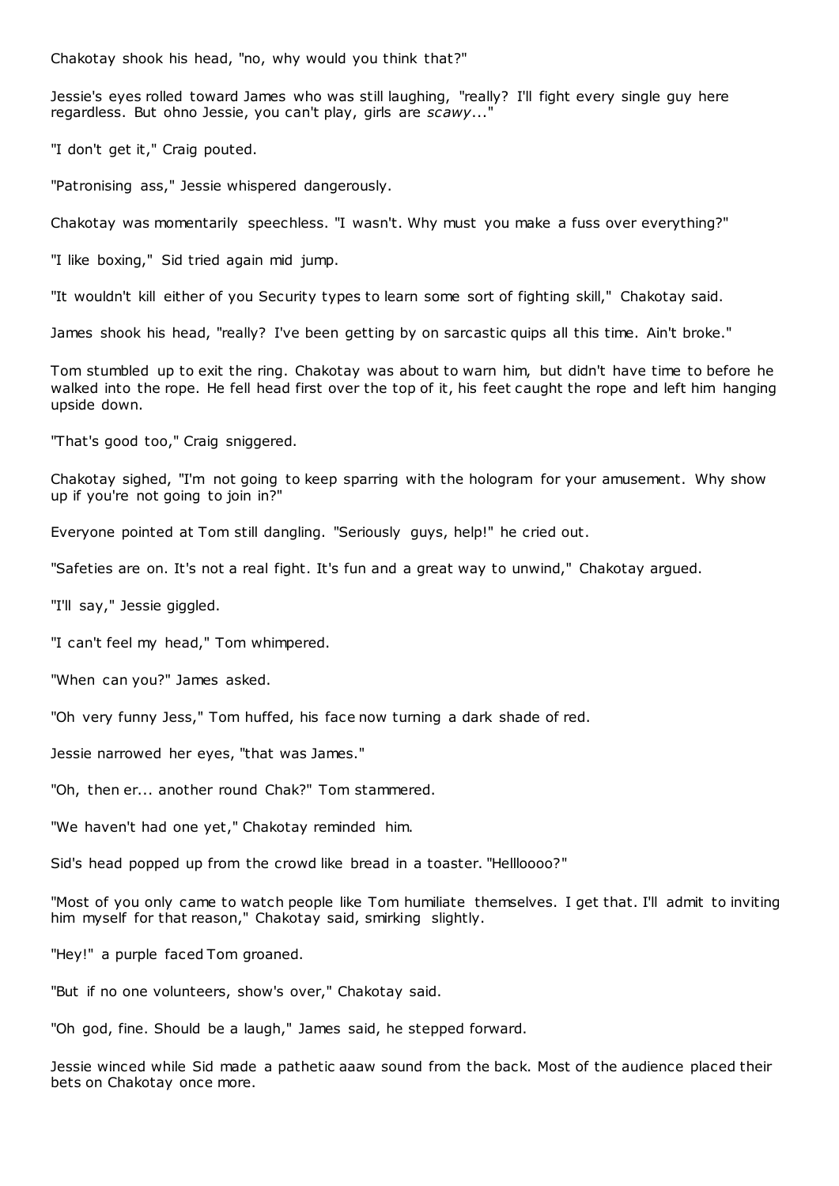Chakotay shook his head, "no, why would you think that?"

Jessie's eyes rolled toward James who was still laughing, "really? I'll fight every single guy here regardless. But ohno Jessie, you can't play, girls are *scawy*..."

"I don't get it," Craig pouted.

"Patronising ass," Jessie whispered dangerously.

Chakotay was momentarily speechless. "I wasn't. Why must you make a fuss over everything?"

"I like boxing," Sid tried again mid jump.

"It wouldn't kill either of you Security types to learn some sort of fighting skill," Chakotay said.

James shook his head, "really? I've been getting by on sarcastic quips all this time. Ain't broke."

Tom stumbled up to exit the ring. Chakotay was about to warn him, but didn't have time to before he walked into the rope. He fell head first over the top of it, his feet caught the rope and left him hanging upside down.

"That's good too," Craig sniggered.

Chakotay sighed, "I'm not going to keep sparring with the hologram for your amusement. Why show up if you're not going to join in?"

Everyone pointed at Tom still dangling. "Seriously guys, help!" he cried out.

"Safeties are on. It's not a real fight. It's fun and a great way to unwind," Chakotay argued.

"I'll say," Jessie giggled.

"I can't feel my head," Tom whimpered.

"When can you?" James asked.

"Oh very funny Jess," Tom huffed, his face now turning a dark shade of red.

Jessie narrowed her eyes, "that was James."

"Oh, then er... another round Chak?" Tom stammered.

"We haven't had one yet," Chakotay reminded him.

Sid's head popped up from the crowd like bread in a toaster. "Hellloooo?"

"Most of you only came to watch people like Tom humiliate themselves. I get that. I'll admit to inviting him myself for that reason," Chakotay said, smirking slightly.

"Hey!" a purple faced Tom groaned.

"But if no one volunteers, show's over," Chakotay said.

"Oh god, fine. Should be a laugh," James said, he stepped forward.

Jessie winced while Sid made a pathetic aaaw sound from the back. Most of the audience placed their bets on Chakotay once more.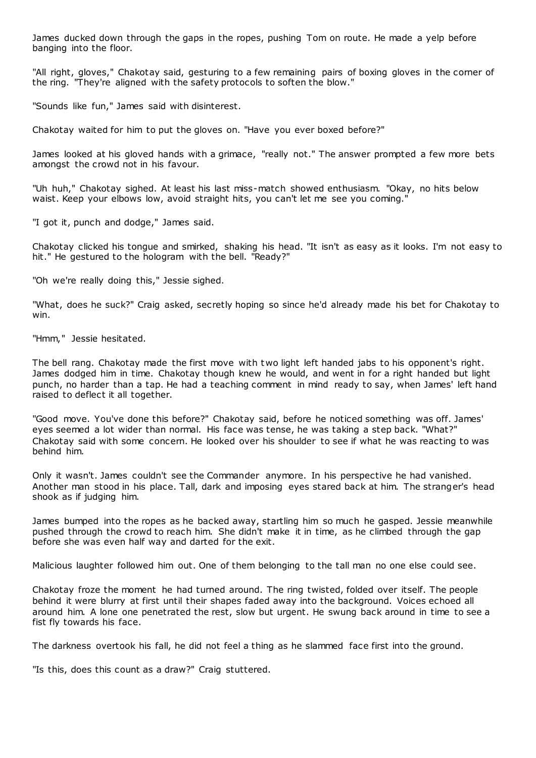James ducked down through the gaps in the ropes, pushing Tom on route. He made a yelp before banging into the floor.

"All right, gloves," Chakotay said, gesturing to a few remaining pairs of boxing gloves in the corner of the ring. "They're aligned with the safety protocols to soften the blow."

"Sounds like fun," James said with disinterest.

Chakotay waited for him to put the gloves on. "Have you ever boxed before?"

James looked at his gloved hands with a grimace, "really not." The answer prompted a few more bets amongst the crowd not in his favour.

"Uh huh," Chakotay sighed. At least his last miss-match showed enthusiasm. "Okay, no hits below waist. Keep your elbows low, avoid straight hits, you can't let me see you coming."

"I got it, punch and dodge," James said.

Chakotay clicked his tongue and smirked, shaking his head. "It isn't as easy as it looks. I'm not easy to hit." He gestured to the hologram with the bell. "Ready?"

"Oh we're really doing this," Jessie sighed.

"What, does he suck?" Craig asked, secretly hoping so since he'd already made his bet for Chakotay to win.

"Hmm," Jessie hesitated.

The bell rang. Chakotay made the first move with two light left handed jabs to his opponent's right. James dodged him in time. Chakotay though knew he would, and went in for a right handed but light punch, no harder than a tap. He had a teaching comment in mind ready to say, when James' left hand raised to deflect it all together.

"Good move. You've done this before?" Chakotay said, before he noticed something was off. James' eyes seemed a lot wider than normal. His face was tense, he was taking a step back. "What?" Chakotay said with some concern. He looked over his shoulder to see if what he was reacting to was behind him.

Only it wasn't. James couldn't see the Commander anymore. In his perspective he had vanished. Another man stood in his place. Tall, dark and imposing eyes stared back at him. The stranger's head shook as if judging him.

James bumped into the ropes as he backed away, startling him so much he gasped. Jessie meanwhile pushed through the crowd to reach him. She didn't make it in time, as he climbed through the gap before she was even half way and darted for the exit.

Malicious laughter followed him out. One of them belonging to the tall man no one else could see.

Chakotay froze the moment he had turned around. The ring twisted, folded over itself. The people behind it were blurry at first until their shapes faded away into the background. Voices echoed all around him. A lone one penetrated the rest, slow but urgent. He swung back around in time to see a fist fly towards his face.

The darkness overtook his fall, he did not feel a thing as he slammed face first into the ground.

"Is this, does this count as a draw?" Craig stuttered.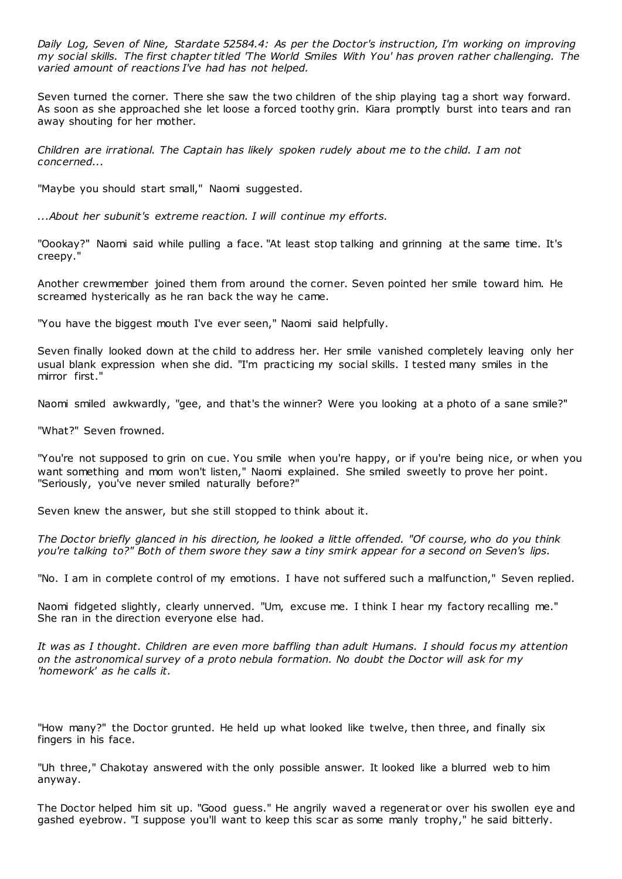*Daily Log, Seven of Nine, Stardate 52584.4: As per the Doctor's instruction, I'm working on improving my social skills. The first chapter titled 'The World Smiles With You' has proven rather challenging. The varied amount of reactions I've had has not helped.*

Seven turned the corner. There she saw the two children of the ship playing tag a short way forward. As soon as she approached she let loose a forced toothy grin. Kiara promptly burst into tears and ran away shouting for her mother.

*Children are irrational. The Captain has likely spoken rudely about me to the child. I am not concerned...*

"Maybe you should start small," Naomi suggested.

*...About her subunit's extreme reaction. I will continue my efforts.*

"Oookay?" Naomi said while pulling a face. "At least stop talking and grinning at the same time. It's creepy."

Another crewmember joined them from around the corner. Seven pointed her smile toward him. He screamed hysterically as he ran back the way he came.

"You have the biggest mouth I've ever seen," Naomi said helpfully.

Seven finally looked down at the child to address her. Her smile vanished completely leaving only her usual blank expression when she did. "I'm practicing my social skills. I tested many smiles in the mirror first."

Naomi smiled awkwardly, "gee, and that's the winner? Were you looking at a photo of a sane smile?"

"What?" Seven frowned.

"You're not supposed to grin on cue. You smile when you're happy, or if you're being nice, or when you want something and mom won't listen," Naomi explained. She smiled sweetly to prove her point. "Seriously, you've never smiled naturally before?"

Seven knew the answer, but she still stopped to think about it.

*The Doctor briefly glanced in his direction, he looked a little offended. "Of course, who do you think you're talking to?" Both of them swore they saw a tiny smirk appear for a second on Seven's lips.*

"No. I am in complete control of my emotions. I have not suffered such a malfunction," Seven replied.

Naomi fidgeted slightly, clearly unnerved. "Um, excuse me. I think I hear my factory recalling me." She ran in the direction everyone else had.

*It was as I thought. Children are even more baffling than adult Humans. I should focus my attention on the astronomical survey of a proto nebula formation. No doubt the Doctor will ask for my 'homework' as he calls it.*

"How many?" the Doctor grunted. He held up what looked like twelve, then three, and finally six fingers in his face.

"Uh three," Chakotay answered with the only possible answer. It looked like a blurred web to him anyway.

The Doctor helped him sit up. "Good guess." He angrily waved a regenerator over his swollen eye and gashed eyebrow. "I suppose you'll want to keep this scar as some manly trophy," he said bitterly.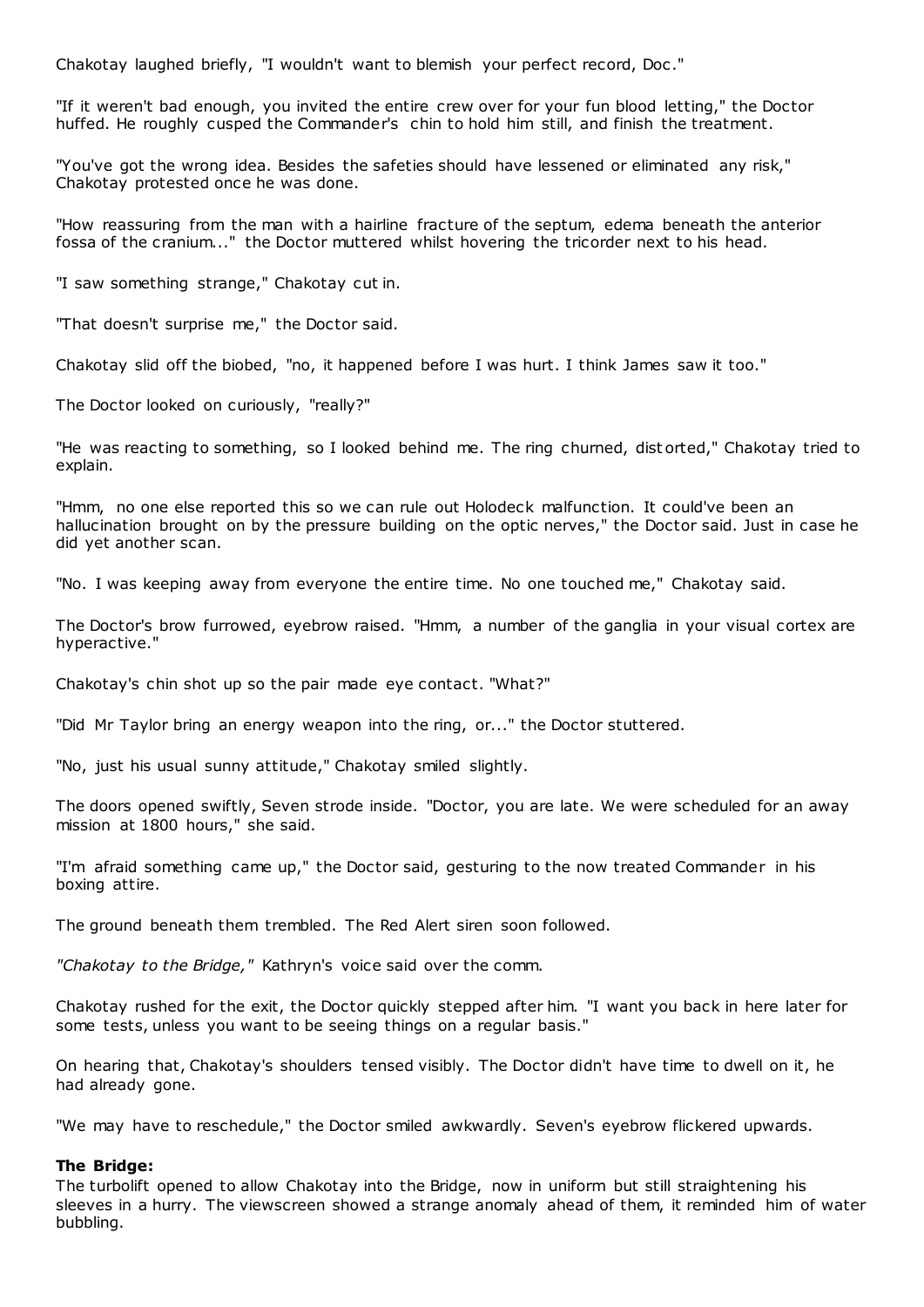Chakotay laughed briefly, "I wouldn't want to blemish your perfect record, Doc."

"If it weren't bad enough, you invited the entire crew over for your fun blood letting," the Doctor huffed. He roughly cusped the Commander's chin to hold him still, and finish the treatment.

"You've got the wrong idea. Besides the safeties should have lessened or eliminated any risk," Chakotay protested once he was done.

"How reassuring from the man with a hairline fracture of the septum, edema beneath the anterior fossa of the cranium..." the Doctor muttered whilst hovering the tricorder next to his head.

"I saw something strange," Chakotay cut in.

"That doesn't surprise me," the Doctor said.

Chakotay slid off the biobed, "no, it happened before I was hurt. I think James saw it too."

The Doctor looked on curiously, "really?"

"He was reacting to something, so I looked behind me. The ring churned, distorted," Chakotay tried to explain.

"Hmm, no one else reported this so we can rule out Holodeck malfunction. It could've been an hallucination brought on by the pressure building on the optic nerves," the Doctor said. Just in case he did yet another scan.

"No. I was keeping away from everyone the entire time. No one touched me," Chakotay said.

The Doctor's brow furrowed, eyebrow raised. "Hmm, a number of the ganglia in your visual cortex are hyperactive."

Chakotay's chin shot up so the pair made eye contact. "What?"

"Did Mr Taylor bring an energy weapon into the ring, or..." the Doctor stuttered.

"No, just his usual sunny attitude," Chakotay smiled slightly.

The doors opened swiftly, Seven strode inside. "Doctor, you are late. We were scheduled for an away mission at 1800 hours," she said.

"I'm afraid something came up," the Doctor said, gesturing to the now treated Commander in his boxing attire.

The ground beneath them trembled. The Red Alert siren soon followed.

*"Chakotay to the Bridge,"* Kathryn's voice said over the comm.

Chakotay rushed for the exit, the Doctor quickly stepped after him. "I want you back in here later for some tests, unless you want to be seeing things on a regular basis."

On hearing that, Chakotay's shoulders tensed visibly. The Doctor didn't have time to dwell on it, he had already gone.

"We may have to reschedule," the Doctor smiled awkwardly. Seven's eyebrow flickered upwards.

**The Bridge:**
The turbolift opened to allow Chakotay into the Bridge, now in uniform but still straightening his sleeves in a hurry. The viewscreen showed a strange anomaly ahead of them, it reminded him of water bubbling.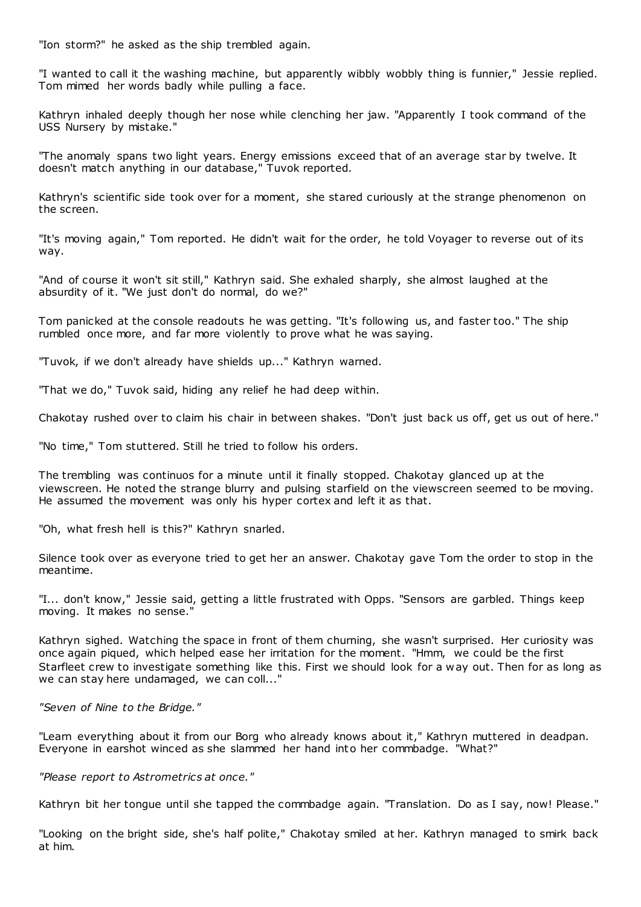"Ion storm?" he asked as the ship trembled again.

"I wanted to call it the washing machine, but apparently wibbly wobbly thing is funnier," Jessie replied. Tom mimed her words badly while pulling a face.

Kathryn inhaled deeply though her nose while clenching her jaw. "Apparently I took command of the USS Nursery by mistake."

"The anomaly spans two light years. Energy emissions exceed that of an average star by twelve. It doesn't match anything in our database," Tuvok reported.

Kathryn's scientific side took over for a moment, she stared curiously at the strange phenomenon on the screen.

"It's moving again," Tom reported. He didn't wait for the order, he told Voyager to reverse out of its way.

"And of course it won't sit still," Kathryn said. She exhaled sharply, she almost laughed at the absurdity of it. "We just don't do normal, do we?"

Tom panicked at the console readouts he was getting. "It's following us, and faster too." The ship rumbled once more, and far more violently to prove what he was saying.

"Tuvok, if we don't already have shields up..." Kathryn warned.

"That we do," Tuvok said, hiding any relief he had deep within.

Chakotay rushed over to claim his chair in between shakes. "Don't just back us off, get us out of here."

"No time," Tom stuttered. Still he tried to follow his orders.

The trembling was continuos for a minute until it finally stopped. Chakotay glanced up at the viewscreen. He noted the strange blurry and pulsing starfield on the viewscreen seemed to be moving. He assumed the movement was only his hyper cortex and left it as that.

"Oh, what fresh hell is this?" Kathryn snarled.

Silence took over as everyone tried to get her an answer. Chakotay gave Tom the order to stop in the meantime.

"I... don't know," Jessie said, getting a little frustrated with Opps. "Sensors are garbled. Things keep moving. It makes no sense."

Kathryn sighed. Watching the space in front of them churning, she wasn't surprised. Her curiosity was once again piqued, which helped ease her irritation for the moment. "Hmm, we could be the first Starfleet crew to investigate something like this. First we should look for a way out. Then for as long as we can stay here undamaged, we can coll..."

*"Seven of Nine to the Bridge."*

"Learn everything about it from our Borg who already knows about it," Kathryn muttered in deadpan. Everyone in earshot winced as she slammed her hand into her commbadge. "What?"

*"Please report to Astrometrics at once."*

Kathryn bit her tongue until she tapped the commbadge again. "Translation. Do as I say, now! Please."

"Looking on the bright side, she's half polite," Chakotay smiled at her. Kathryn managed to smirk back at him.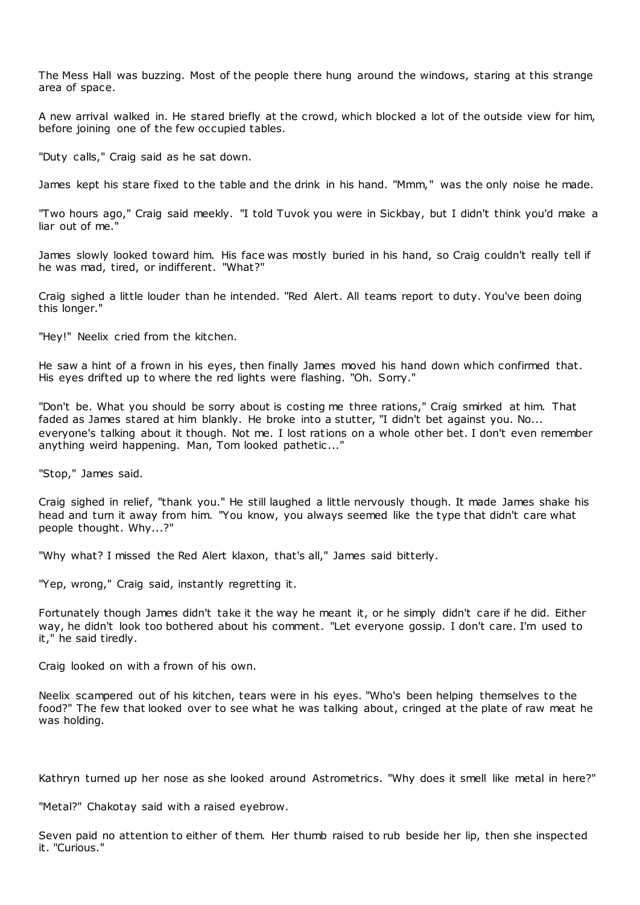The Mess Hall was buzzing. Most of the people there hung around the windows, staring at this strange area of space.

A new arrival walked in. He stared briefly at the crowd, which blocked a lot of the outside view for him, before joining one of the few occupied tables.

"Duty calls," Craig said as he sat down.

James kept his stare fixed to the table and the drink in his hand. "Mmm," was the only noise he made.

"Two hours ago," Craig said meekly. "I told Tuvok you were in Sickbay, but I didn't think you'd make a liar out of me."

James slowly looked toward him. His face was mostly buried in his hand, so Craig couldn't really tell if he was mad, tired, or indifferent. "What?"

Craig sighed a little louder than he intended. "Red Alert. All teams report to duty. You've been doing this longer."

"Hey!" Neelix cried from the kitchen.

He saw a hint of a frown in his eyes, then finally James moved his hand down which confirmed that. His eyes drifted up to where the red lights were flashing. "Oh. Sorry."

"Don't be. What you should be sorry about is costing me three rations," Craig smirked at him. That faded as James stared at him blankly. He broke into a stutter, "I didn't bet against you. No... everyone's talking about it though. Not me. I lost rations on a whole other bet. I don't even remember anything weird happening. Man, Tom looked pathetic..."

"Stop," James said.

Craig sighed in relief, "thank you." He still laughed a little nervously though. It made James shake his head and turn it away from him. "You know, you always seemed like the type that didn't care what people thought. Why...?"

"Why what? I missed the Red Alert klaxon, that's all," James said bitterly.

"Yep, wrong," Craig said, instantly regretting it.

Fortunately though James didn't take it the way he meant it, or he simply didn't care if he did. Either way, he didn't look too bothered about his comment. "Let everyone gossip. I don't care. I'm used to it," he said tiredly.

Craig looked on with a frown of his own.

Neelix scampered out of his kitchen, tears were in his eyes. "Who's been helping themselves to the food?" The few that looked over to see what he was talking about, cringed at the plate of raw meat he was holding.

Kathryn turned up her nose as she looked around Astrometrics. "Why does it smell like metal in here?"

"Metal?" Chakotay said with a raised eyebrow.

Seven paid no attention to either of them. Her thumb raised to rub beside her lip, then she inspected it. "Curious."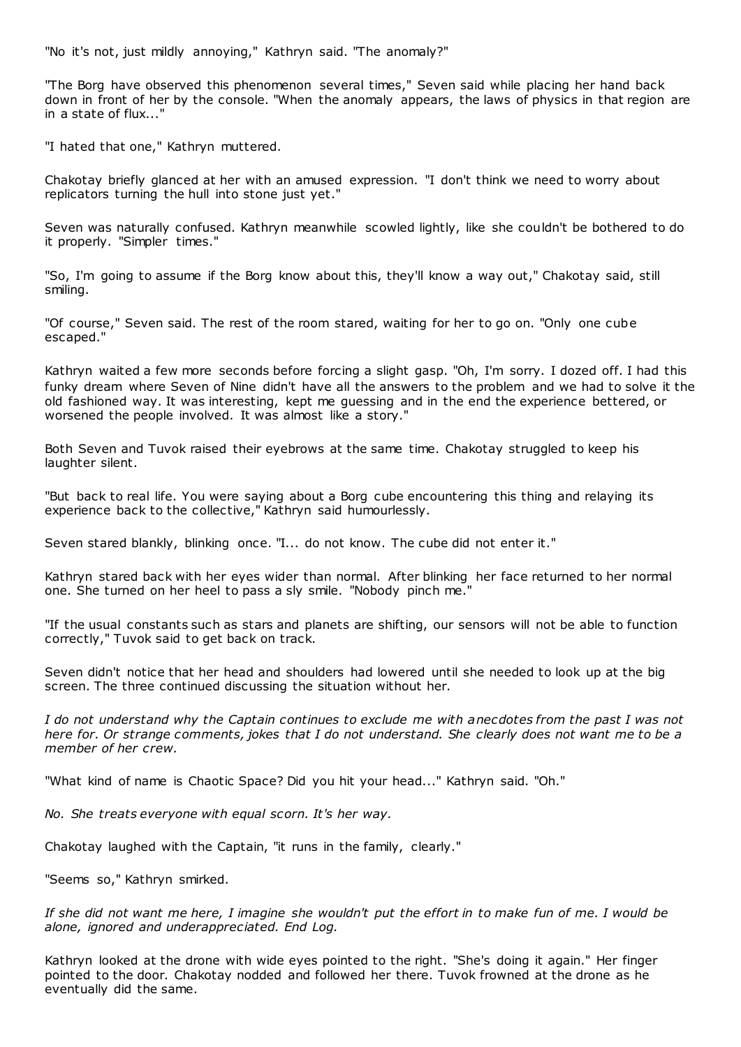"No it's not, just mildly annoying," Kathryn said. "The anomaly?"

"The Borg have observed this phenomenon several times," Seven said while placing her hand back down in front of her by the console. "When the anomaly appears, the laws of physics in that region are in a state of flux..."

"I hated that one," Kathryn muttered.

Chakotay briefly glanced at her with an amused expression. "I don't think we need to worry about replicators turning the hull into stone just yet."

Seven was naturally confused. Kathryn meanwhile scowled lightly, like she couldn't be bothered to do it properly. "Simpler times."

"So, I'm going to assume if the Borg know about this, they'll know a way out," Chakotay said, still smiling.

"Of course," Seven said. The rest of the room stared, waiting for her to go on. "Only one cube escaped."

Kathryn waited a few more seconds before forcing a slight gasp. "Oh, I'm sorry. I dozed off. I had this funky dream where Seven of Nine didn't have all the answers to the problem and we had to solve it the old fashioned way. It was interesting, kept me guessing and in the end the experience bettered, or worsened the people involved. It was almost like a story."

Both Seven and Tuvok raised their eyebrows at the same time. Chakotay struggled to keep his laughter silent.

"But back to real life. You were saying about a Borg cube encountering this thing and relaying its experience back to the collective," Kathryn said humourlessly.

Seven stared blankly, blinking once. "I... do not know. The cube did not enter it."

Kathryn stared back with her eyes wider than normal. After blinking her face returned to her normal one. She turned on her heel to pass a sly smile. "Nobody pinch me."

"If the usual constants such as stars and planets are shifting, our sensors will not be able to function correctly," Tuvok said to get back on track.

Seven didn't notice that her head and shoulders had lowered until she needed to look up at the big screen. The three continued discussing the situation without her.

*I do not understand why the Captain continues to exclude me with anecdotes from the past I was not here for. Or strange comments, jokes that I do not understand. She clearly does not want me to be a member of her crew.*

"What kind of name is Chaotic Space? Did you hit your head..." Kathryn said. "Oh."

*No. She treats everyone with equal scorn. It's her way.*

Chakotay laughed with the Captain, "it runs in the family, clearly."

"Seems so," Kathryn smirked.

*If she did not want me here, I imagine she wouldn't put the effort in to make fun of me. I would be alone, ignored and underappreciated. End Log.*

Kathryn looked at the drone with wide eyes pointed to the right. "She's doing it again." Her finger pointed to the door. Chakotay nodded and followed her there. Tuvok frowned at the drone as he eventually did the same.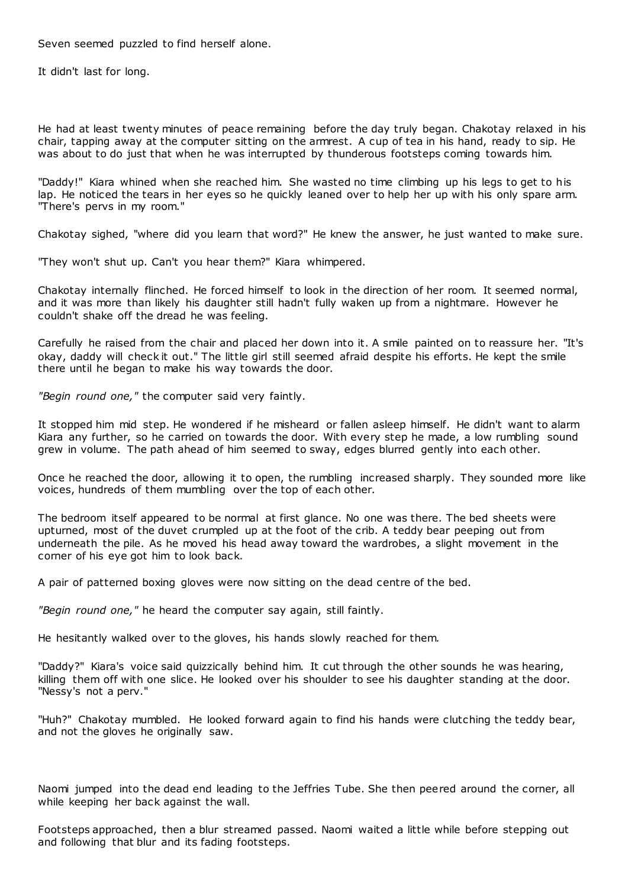Seven seemed puzzled to find herself alone.

It didn't last for long.

He had at least twenty minutes of peace remaining before the day truly began. Chakotay relaxed in his chair, tapping away at the computer sitting on the armrest. A cup of tea in his hand, ready to sip. He was about to do just that when he was interrupted by thunderous footsteps coming towards him.

"Daddy!" Kiara whined when she reached him. She wasted no time climbing up his legs to get to his lap. He noticed the tears in her eyes so he quickly leaned over to help her up with his only spare arm. "There's pervs in my room."

Chakotay sighed, "where did you learn that word?" He knew the answer, he just wanted to make sure.

"They won't shut up. Can't you hear them?" Kiara whimpered.

Chakotay internally flinched. He forced himself to look in the direction of her room. It seemed normal, and it was more than likely his daughter still hadn't fully waken up from a nightmare. However he couldn't shake off the dread he was feeling.

Carefully he raised from the chair and placed her down into it. A smile painted on to reassure her. "It's okay, daddy will check it out." The little girl still seemed afraid despite his efforts. He kept the smile there until he began to make his way towards the door.

*"Begin round one,"* the computer said very faintly.

It stopped him mid step. He wondered if he misheard or fallen asleep himself. He didn't want to alarm Kiara any further, so he carried on towards the door. With every step he made, a low rumbling sound grew in volume. The path ahead of him seemed to sway, edges blurred gently into each other.

Once he reached the door, allowing it to open, the rumbling increased sharply. They sounded more like voices, hundreds of them mumbling over the top of each other.

The bedroom itself appeared to be normal at first glance. No one was there. The bed sheets were upturned, most of the duvet crumpled up at the foot of the crib. A teddy bear peeping out from underneath the pile. As he moved his head away toward the wardrobes, a slight movement in the corner of his eye got him to look back.

A pair of patterned boxing gloves were now sitting on the dead centre of the bed.

*"Begin round one,"* he heard the computer say again, still faintly.

He hesitantly walked over to the gloves, his hands slowly reached for them.

"Daddy?" Kiara's voice said quizzically behind him. It cut through the other sounds he was hearing, killing them off with one slice. He looked over his shoulder to see his daughter standing at the door. "Nessy's not a perv."

"Huh?" Chakotay mumbled. He looked forward again to find his hands were clutching the teddy bear, and not the gloves he originally saw.

Naomi jumped into the dead end leading to the Jeffries Tube. She then peered around the corner, all while keeping her back against the wall.

Footsteps approached, then a blur streamed passed. Naomi waited a little while before stepping out and following that blur and its fading footsteps.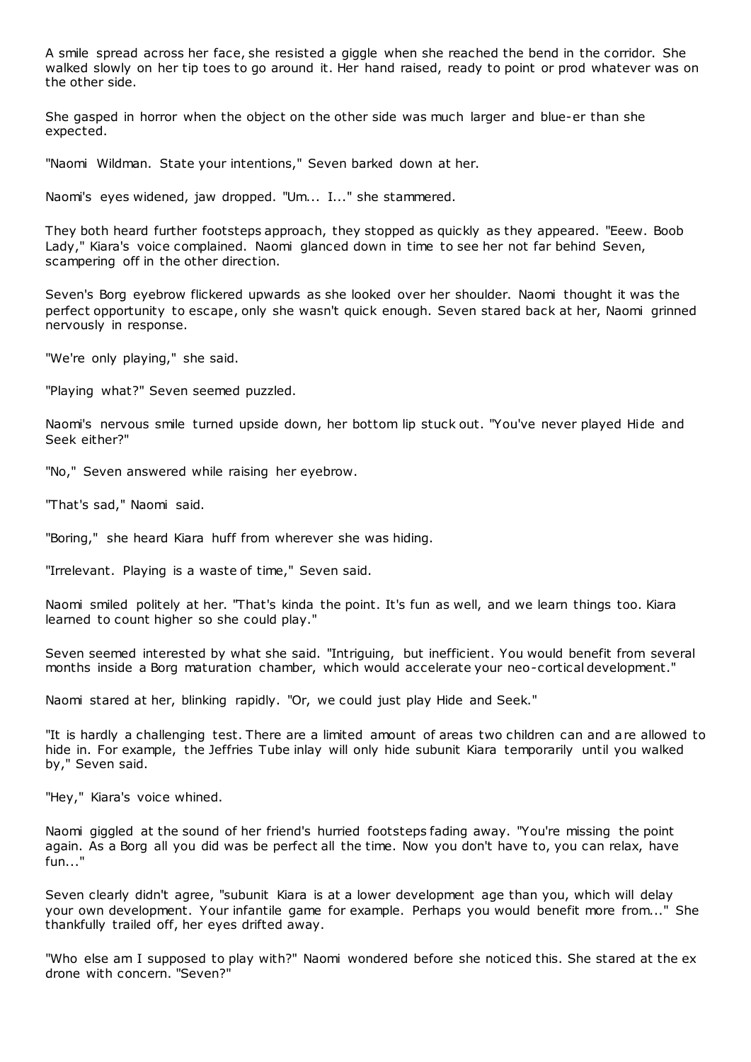A smile spread across her face, she resisted a giggle when she reached the bend in the corridor. She walked slowly on her tip toes to go around it. Her hand raised, ready to point or prod whatever was on the other side.

She gasped in horror when the object on the other side was much larger and blue-er than she expected.

"Naomi Wildman. State your intentions," Seven barked down at her.

Naomi's eyes widened, jaw dropped. "Um... I..." she stammered.

They both heard further footsteps approach, they stopped as quickly as they appeared. "Eeew. Boob Lady," Kiara's voice complained. Naomi glanced down in time to see her not far behind Seven, scampering off in the other direction.

Seven's Borg eyebrow flickered upwards as she looked over her shoulder. Naomi thought it was the perfect opportunity to escape, only she wasn't quick enough. Seven stared back at her, Naomi grinned nervously in response.

"We're only playing," she said.

"Playing what?" Seven seemed puzzled.

Naomi's nervous smile turned upside down, her bottom lip stuck out. "You've never played Hide and Seek either?"

"No," Seven answered while raising her eyebrow.

"That's sad," Naomi said.

"Boring," she heard Kiara huff from wherever she was hiding.

"Irrelevant. Playing is a waste of time," Seven said.

Naomi smiled politely at her. "That's kinda the point. It's fun as well, and we learn things too. Kiara learned to count higher so she could play."

Seven seemed interested by what she said. "Intriguing, but inefficient. You would benefit from several months inside a Borg maturation chamber, which would accelerate your neo-cortical development."

Naomi stared at her, blinking rapidly. "Or, we could just play Hide and Seek."

"It is hardly a challenging test. There are a limited amount of areas two children can and are allowed to hide in. For example, the Jeffries Tube inlay will only hide subunit Kiara temporarily until you walked by," Seven said.

"Hey," Kiara's voice whined.

Naomi giggled at the sound of her friend's hurried footsteps fading away. "You're missing the point again. As a Borg all you did was be perfect all the time. Now you don't have to, you can relax, have fun..."

Seven clearly didn't agree, "subunit Kiara is at a lower development age than you, which will delay your own development. Your infantile game for example. Perhaps you would benefit more from..." She thankfully trailed off, her eyes drifted away.

"Who else am I supposed to play with?" Naomi wondered before she noticed this. She stared at the ex drone with concern. "Seven?"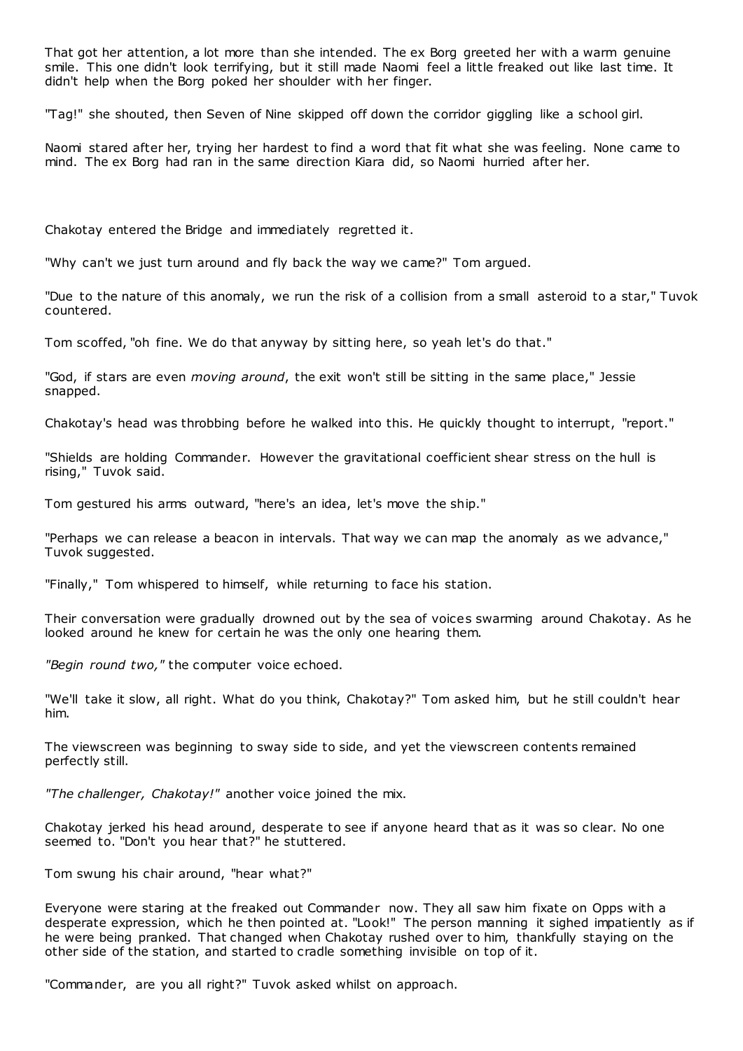That got her attention, a lot more than she intended. The ex Borg greeted her with a warm genuine smile. This one didn't look terrifying, but it still made Naomi feel a little freaked out like last time. It didn't help when the Borg poked her shoulder with her finger.

"Tag!" she shouted, then Seven of Nine skipped off down the corridor giggling like a school girl.

Naomi stared after her, trying her hardest to find a word that fit what she was feeling. None came to mind. The ex Borg had ran in the same direction Kiara did, so Naomi hurried after her.

Chakotay entered the Bridge and immediately regretted it.

"Why can't we just turn around and fly back the way we came?" Tom argued.

"Due to the nature of this anomaly, we run the risk of a collision from a small asteroid to a star," Tuvok countered.

Tom scoffed, "oh fine. We do that anyway by sitting here, so yeah let's do that."

"God, if stars are even *moving around*, the exit won't still be sitting in the same place," Jessie snapped.

Chakotay's head was throbbing before he walked into this. He quickly thought to interrupt, "report."

"Shields are holding Commander. However the gravitational coefficient shear stress on the hull is rising," Tuvok said.

Tom gestured his arms outward, "here's an idea, let's move the ship."

"Perhaps we can release a beacon in intervals. That way we can map the anomaly as we advance," Tuvok suggested.

"Finally," Tom whispered to himself, while returning to face his station.

Their conversation were gradually drowned out by the sea of voices swarming around Chakotay. As he looked around he knew for certain he was the only one hearing them.

*"Begin round two,"* the computer voice echoed.

"We'll take it slow, all right. What do you think, Chakotay?" Tom asked him, but he still couldn't hear him.

The viewscreen was beginning to sway side to side, and yet the viewscreen contents remained perfectly still.

*"The challenger, Chakotay!"* another voice joined the mix.

Chakotay jerked his head around, desperate to see if anyone heard that as it was so clear. No one seemed to. "Don't you hear that?" he stuttered.

Tom swung his chair around, "hear what?"

Everyone were staring at the freaked out Commander now. They all saw him fixate on Opps with a desperate expression, which he then pointed at. "Look!" The person manning it sighed impatiently as if he were being pranked. That changed when Chakotay rushed over to him, thankfully staying on the other side of the station, and started to cradle something invisible on top of it.

"Commander, are you all right?" Tuvok asked whilst on approach.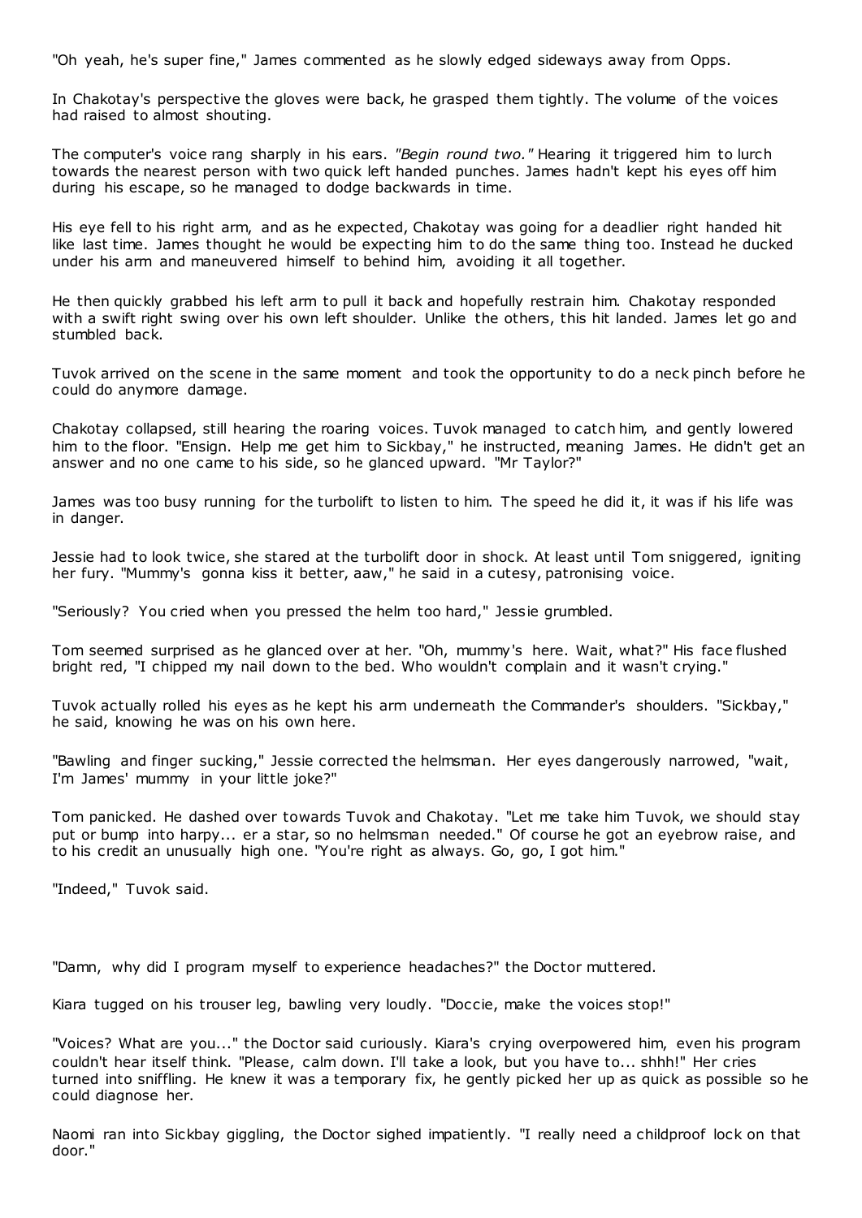"Oh yeah, he's super fine," James commented as he slowly edged sideways away from Opps.

In Chakotay's perspective the gloves were back, he grasped them tightly. The volume of the voices had raised to almost shouting.

The computer's voice rang sharply in his ears. *"Begin round two."* Hearing it triggered him to lurch towards the nearest person with two quick left handed punches. James hadn't kept his eyes off him during his escape, so he managed to dodge backwards in time.

His eye fell to his right arm, and as he expected, Chakotay was going for a deadlier right handed hit like last time. James thought he would be expecting him to do the same thing too. Instead he ducked under his arm and maneuvered himself to behind him, avoiding it all together.

He then quickly grabbed his left arm to pull it back and hopefully restrain him. Chakotay responded with a swift right swing over his own left shoulder. Unlike the others, this hit landed. James let go and stumbled back.

Tuvok arrived on the scene in the same moment and took the opportunity to do a neck pinch before he could do anymore damage.

Chakotay collapsed, still hearing the roaring voices. Tuvok managed to catch him, and gently lowered him to the floor. "Ensign. Help me get him to Sickbay," he instructed, meaning James. He didn't get an answer and no one came to his side, so he glanced upward. "Mr Taylor?"

James was too busy running for the turbolift to listen to him. The speed he did it, it was if his life was in danger.

Jessie had to look twice, she stared at the turbolift door in shock. At least until Tom sniggered, igniting her fury. "Mummy's gonna kiss it better, aaw," he said in a cutesy, patronising voice.

"Seriously? You cried when you pressed the helm too hard," Jessie grumbled.

Tom seemed surprised as he glanced over at her. "Oh, mummy's here. Wait, what?" His face flushed bright red, "I chipped my nail down to the bed. Who wouldn't complain and it wasn't crying."

Tuvok actually rolled his eyes as he kept his arm underneath the Commander's shoulders. "Sickbay," he said, knowing he was on his own here.

"Bawling and finger sucking," Jessie corrected the helmsman. Her eyes dangerously narrowed, "wait, I'm James' mummy in your little joke?"

Tom panicked. He dashed over towards Tuvok and Chakotay. "Let me take him Tuvok, we should stay put or bump into harpy... er a star, so no helmsman needed." Of course he got an eyebrow raise, and to his credit an unusually high one. "You're right as always. Go, go, I got him."

"Indeed," Tuvok said.

"Damn, why did I program myself to experience headaches?" the Doctor muttered.

Kiara tugged on his trouser leg, bawling very loudly. "Doccie, make the voices stop!"

"Voices? What are you..." the Doctor said curiously. Kiara's crying overpowered him, even his program couldn't hear itself think. "Please, calm down. I'll take a look, but you have to... shhh!" Her cries turned into sniffling. He knew it was a temporary fix, he gently picked her up as quick as possible so he could diagnose her.

Naomi ran into Sickbay giggling, the Doctor sighed impatiently. "I really need a childproof lock on that door."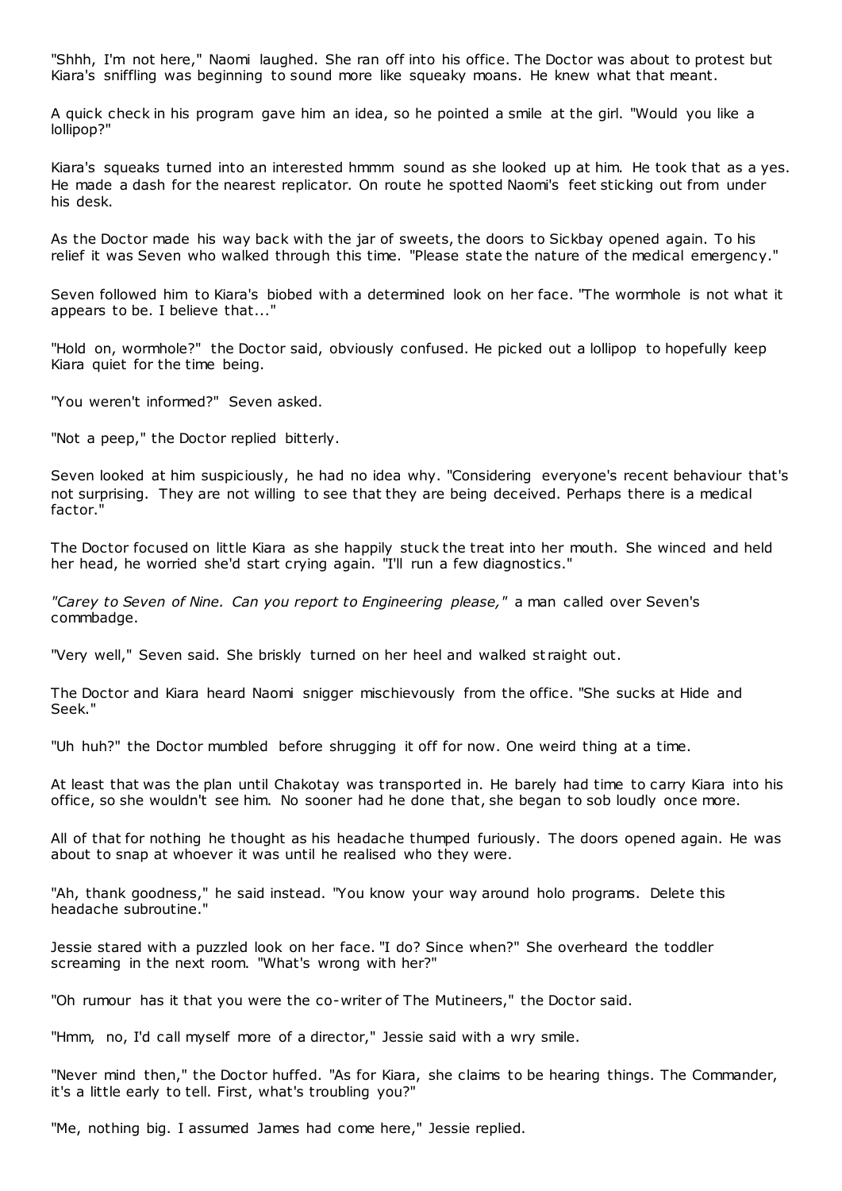"Shhh, I'm not here," Naomi laughed. She ran off into his office. The Doctor was about to protest but Kiara's sniffling was beginning to sound more like squeaky moans. He knew what that meant.

A quick check in his program gave him an idea, so he pointed a smile at the girl. "Would you like a lollipop?"

Kiara's squeaks turned into an interested hmmm sound as she looked up at him. He took that as a yes. He made a dash for the nearest replicator. On route he spotted Naomi's feet sticking out from under his desk.

As the Doctor made his way back with the jar of sweets, the doors to Sickbay opened again. To his relief it was Seven who walked through this time. "Please state the nature of the medical emergency."

Seven followed him to Kiara's biobed with a determined look on her face. "The wormhole is not what it appears to be. I believe that..."

"Hold on, wormhole?" the Doctor said, obviously confused. He picked out a lollipop to hopefully keep Kiara quiet for the time being.

"You weren't informed?" Seven asked.

"Not a peep," the Doctor replied bitterly.

Seven looked at him suspiciously, he had no idea why. "Considering everyone's recent behaviour that's not surprising. They are not willing to see that they are being deceived. Perhaps there is a medical factor."

The Doctor focused on little Kiara as she happily stuck the treat into her mouth. She winced and held her head, he worried she'd start crying again. "I'll run a few diagnostics."

*"Carey to Seven of Nine. Can you report to Engineering please,"* a man called over Seven's commbadge.

"Very well," Seven said. She briskly turned on her heel and walked straight out.

The Doctor and Kiara heard Naomi snigger mischievously from the office. "She sucks at Hide and Seek."

"Uh huh?" the Doctor mumbled before shrugging it off for now. One weird thing at a time.

At least that was the plan until Chakotay was transported in. He barely had time to carry Kiara into his office, so she wouldn't see him. No sooner had he done that, she began to sob loudly once more.

All of that for nothing he thought as his headache thumped furiously. The doors opened again. He was about to snap at whoever it was until he realised who they were.

"Ah, thank goodness," he said instead. "You know your way around holo programs. Delete this headache subroutine."

Jessie stared with a puzzled look on her face. "I do? Since when?" She overheard the toddler screaming in the next room. "What's wrong with her?"

"Oh rumour has it that you were the co-writer of The Mutineers," the Doctor said.

"Hmm, no, I'd call myself more of a director," Jessie said with a wry smile.

"Never mind then," the Doctor huffed. "As for Kiara, she claims to be hearing things. The Commander, it's a little early to tell. First, what's troubling you?"

"Me, nothing big. I assumed James had come here," Jessie replied.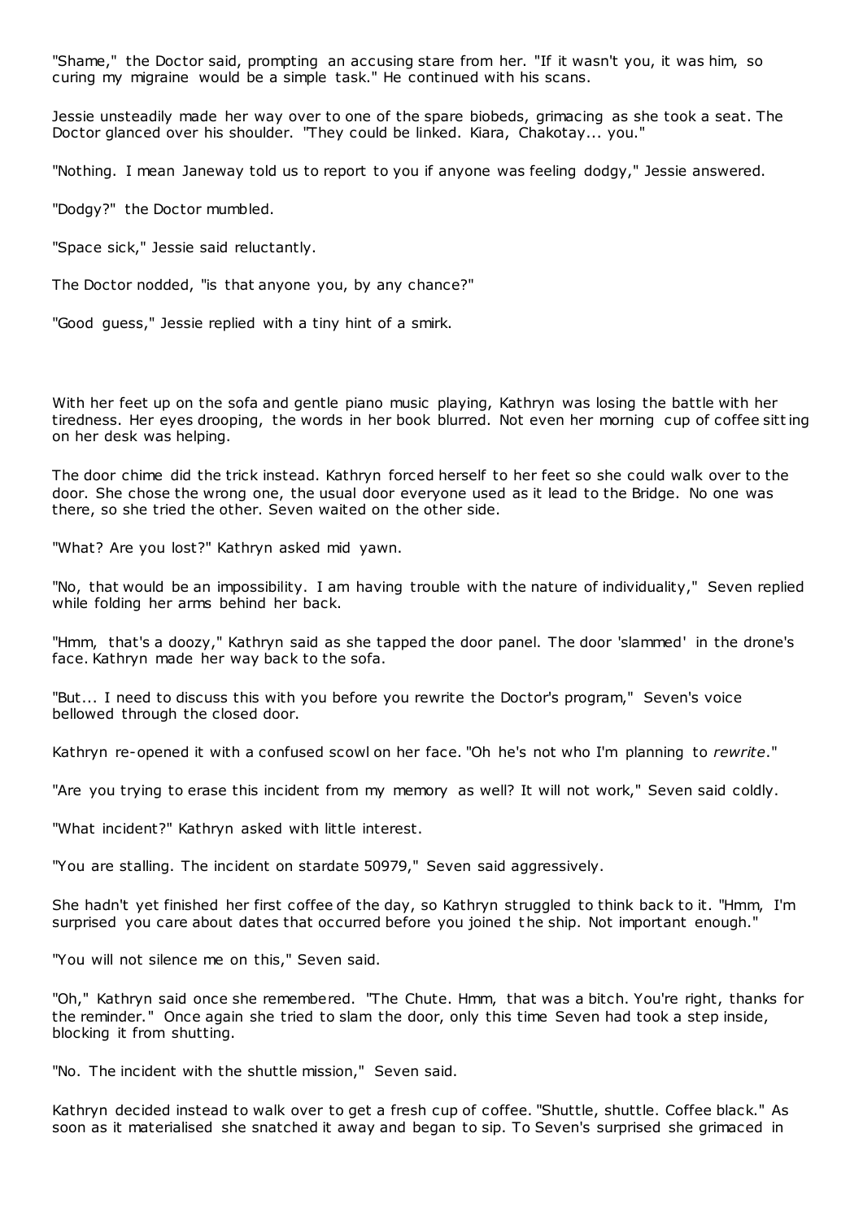"Shame," the Doctor said, prompting an accusing stare from her. "If it wasn't you, it was him, so curing my migraine would be a simple task." He continued with his scans.

Jessie unsteadily made her way over to one of the spare biobeds, grimacing as she took a seat. The Doctor glanced over his shoulder. "They could be linked. Kiara, Chakotay... you."

"Nothing. I mean Janeway told us to report to you if anyone was feeling dodgy," Jessie answered.

"Dodgy?" the Doctor mumbled.

"Space sick," Jessie said reluctantly.

The Doctor nodded, "is that anyone you, by any chance?"

"Good guess," Jessie replied with a tiny hint of a smirk.

With her feet up on the sofa and gentle piano music playing, Kathryn was losing the battle with her tiredness. Her eyes drooping, the words in her book blurred. Not even her morning cup of coffee sitting on her desk was helping.

The door chime did the trick instead. Kathryn forced herself to her feet so she could walk over to the door. She chose the wrong one, the usual door everyone used as it lead to the Bridge. No one was there, so she tried the other. Seven waited on the other side.

"What? Are you lost?" Kathryn asked mid yawn.

"No, that would be an impossibility. I am having trouble with the nature of individuality," Seven replied while folding her arms behind her back.

"Hmm, that's a doozy," Kathryn said as she tapped the door panel. The door 'slammed' in the drone's face. Kathryn made her way back to the sofa.

"But... I need to discuss this with you before you rewrite the Doctor's program," Seven's voice bellowed through the closed door.

Kathryn re-opened it with a confused scowl on her face. "Oh he's not who I'm planning to *rewrite*."

"Are you trying to erase this incident from my memory as well? It will not work," Seven said coldly.

"What incident?" Kathryn asked with little interest.

"You are stalling. The incident on stardate 50979," Seven said aggressively.

She hadn't yet finished her first coffee of the day, so Kathryn struggled to think back to it. "Hmm, I'm surprised you care about dates that occurred before you joined the ship. Not important enough."

"You will not silence me on this," Seven said.

"Oh," Kathryn said once she remembered. "The Chute. Hmm, that was a bitch. You're right, thanks for the reminder." Once again she tried to slam the door, only this time Seven had took a step inside, blocking it from shutting.

"No. The incident with the shuttle mission," Seven said.

Kathryn decided instead to walk over to get a fresh cup of coffee. "Shuttle, shuttle. Coffee black." As soon as it materialised she snatched it away and began to sip. To Seven's surprised she grimaced in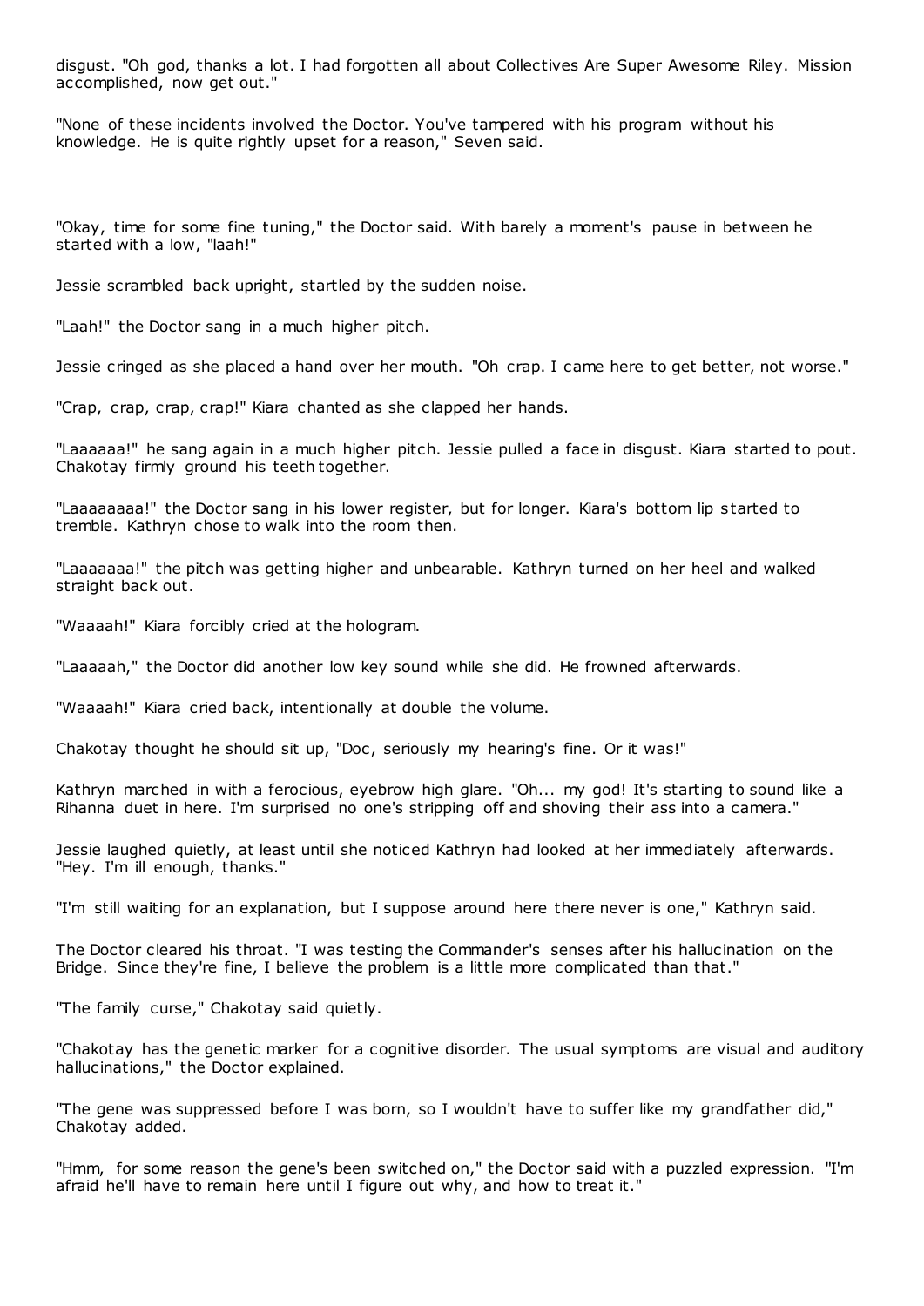disgust. "Oh god, thanks a lot. I had forgotten all about Collectives Are Super Awesome Riley. Mission accomplished, now get out."

"None of these incidents involved the Doctor. You've tampered with his program without his knowledge. He is quite rightly upset for a reason," Seven said.

"Okay, time for some fine tuning," the Doctor said. With barely a moment's pause in between he started with a low, "laah!"

Jessie scrambled back upright, startled by the sudden noise.

"Laah!" the Doctor sang in a much higher pitch.

Jessie cringed as she placed a hand over her mouth. "Oh crap. I came here to get better, not worse."

"Crap, crap, crap, crap!" Kiara chanted as she clapped her hands.

"Laaaaaa!" he sang again in a much higher pitch. Jessie pulled a face in disgust. Kiara started to pout. Chakotay firmly ground his teeth together.

"Laaaaaaaa!" the Doctor sang in his lower register, but for longer. Kiara's bottom lip started to tremble. Kathryn chose to walk into the room then.

"Laaaaaaa!" the pitch was getting higher and unbearable. Kathryn turned on her heel and walked straight back out.

"Waaaah!" Kiara forcibly cried at the hologram.

"Laaaaah," the Doctor did another low key sound while she did. He frowned afterwards.

"Waaaah!" Kiara cried back, intentionally at double the volume.

Chakotay thought he should sit up, "Doc, seriously my hearing's fine. Or it was!"

Kathryn marched in with a ferocious, eyebrow high glare. "Oh... my god! It's starting to sound like a Rihanna duet in here. I'm surprised no one's stripping off and shoving their ass into a camera."

Jessie laughed quietly, at least until she noticed Kathryn had looked at her immediately afterwards. "Hey. I'm ill enough, thanks."

"I'm still waiting for an explanation, but I suppose around here there never is one," Kathryn said.

The Doctor cleared his throat. "I was testing the Commander's senses after his hallucination on the Bridge. Since they're fine, I believe the problem is a little more complicated than that."

"The family curse," Chakotay said quietly.

"Chakotay has the genetic marker for a cognitive disorder. The usual symptoms are visual and auditory hallucinations," the Doctor explained.

"The gene was suppressed before I was born, so I wouldn't have to suffer like my grandfather did," Chakotay added.

"Hmm, for some reason the gene's been switched on," the Doctor said with a puzzled expression. "I'm afraid he'll have to remain here until I figure out why, and how to treat it."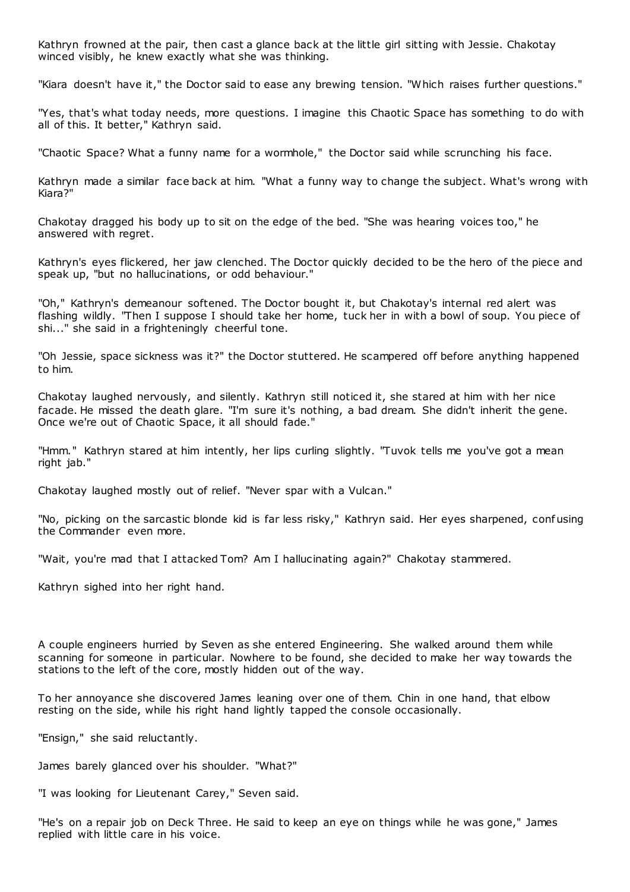Kathryn frowned at the pair, then cast a glance back at the little girl sitting with Jessie. Chakotay winced visibly, he knew exactly what she was thinking.

"Kiara doesn't have it," the Doctor said to ease any brewing tension. "Which raises further questions."

"Yes, that's what today needs, more questions. I imagine this Chaotic Space has something to do with all of this. It better," Kathryn said.

"Chaotic Space? What a funny name for a wormhole," the Doctor said while scrunching his face.

Kathryn made a similar face back at him. "What a funny way to change the subject. What's wrong with Kiara?"

Chakotay dragged his body up to sit on the edge of the bed. "She was hearing voices too," he answered with regret.

Kathryn's eyes flickered, her jaw clenched. The Doctor quickly decided to be the hero of the piece and speak up, "but no hallucinations, or odd behaviour."

"Oh," Kathryn's demeanour softened. The Doctor bought it, but Chakotay's internal red alert was flashing wildly. "Then I suppose I should take her home, tuck her in with a bowl of soup. You piece of shi..." she said in a frighteningly cheerful tone.

"Oh Jessie, space sickness was it?" the Doctor stuttered. He scampered off before anything happened to him.

Chakotay laughed nervously, and silently. Kathryn still noticed it, she stared at him with her nice facade. He missed the death glare. "I'm sure it's nothing, a bad dream. She didn't inherit the gene. Once we're out of Chaotic Space, it all should fade."

"Hmm." Kathryn stared at him intently, her lips curling slightly. "Tuvok tells me you've got a mean right jab."

Chakotay laughed mostly out of relief. "Never spar with a Vulcan."

"No, picking on the sarcastic blonde kid is far less risky," Kathryn said. Her eyes sharpened, confusing the Commander even more.

"Wait, you're mad that I attacked Tom? Am I hallucinating again?" Chakotay stammered.

Kathryn sighed into her right hand.

A couple engineers hurried by Seven as she entered Engineering. She walked around them while scanning for someone in particular. Nowhere to be found, she decided to make her way towards the stations to the left of the core, mostly hidden out of the way.

To her annoyance she discovered James leaning over one of them. Chin in one hand, that elbow resting on the side, while his right hand lightly tapped the console occasionally.

"Ensign," she said reluctantly.

James barely glanced over his shoulder. "What?"

"I was looking for Lieutenant Carey," Seven said.

"He's on a repair job on Deck Three. He said to keep an eye on things while he was gone," James replied with little care in his voice.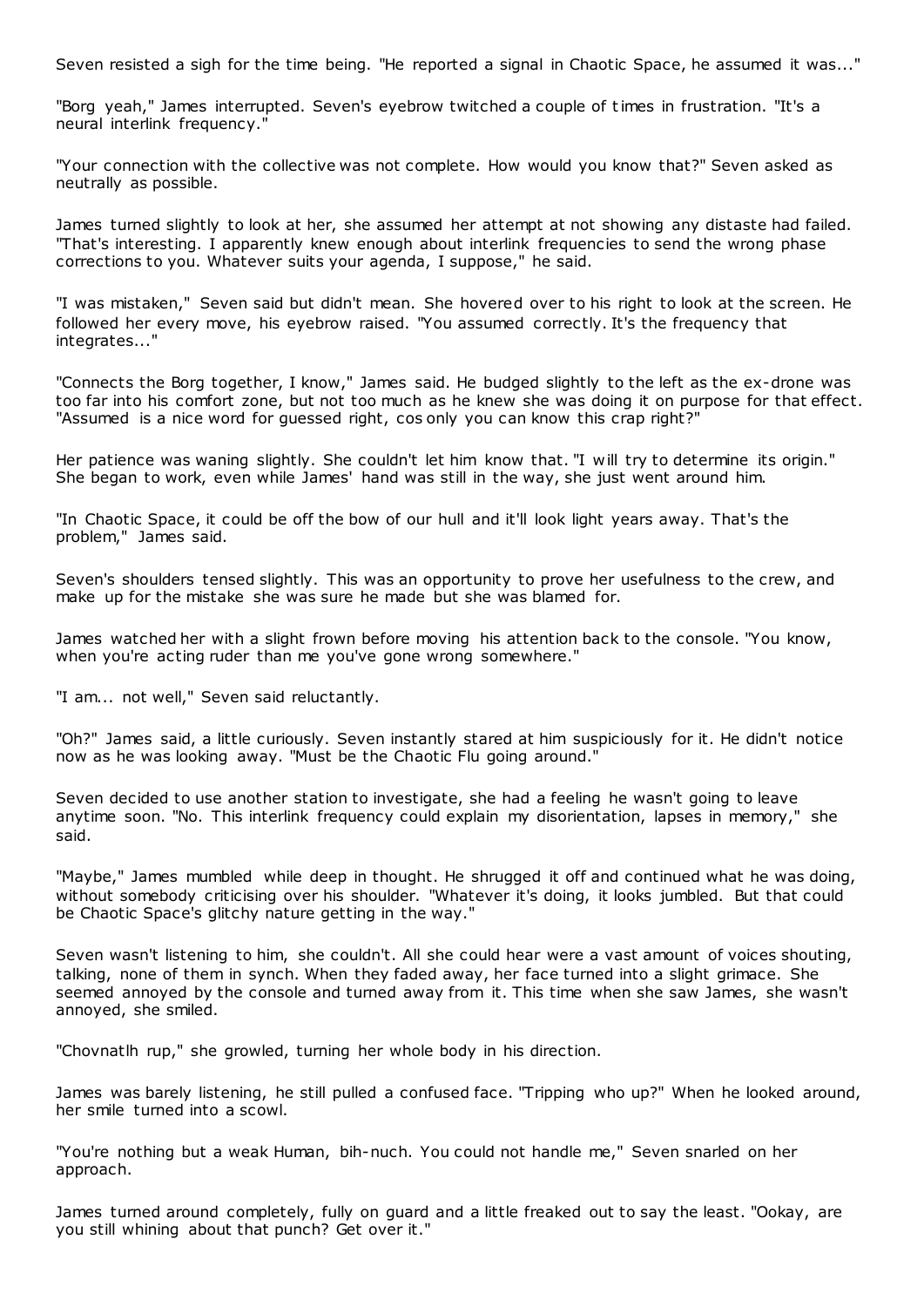Seven resisted a sigh for the time being. "He reported a signal in Chaotic Space, he assumed it was..."

"Borg yeah," James interrupted. Seven's eyebrow twitched a couple of times in frustration. "It's a neural interlink frequency."

"Your connection with the collective was not complete. How would you know that?" Seven asked as neutrally as possible.

James turned slightly to look at her, she assumed her attempt at not showing any distaste had failed. "That's interesting. I apparently knew enough about interlink frequencies to send the wrong phase corrections to you. Whatever suits your agenda, I suppose," he said.

"I was mistaken," Seven said but didn't mean. She hovered over to his right to look at the screen. He followed her every move, his eyebrow raised. "You assumed correctly. It's the frequency that integrates..."

"Connects the Borg together, I know," James said. He budged slightly to the left as the ex-drone was too far into his comfort zone, but not too much as he knew she was doing it on purpose for that effect. "Assumed is a nice word for guessed right, cos only you can know this crap right?"

Her patience was waning slightly. She couldn't let him know that. "I will try to determine its origin." She began to work, even while James' hand was still in the way, she just went around him.

"In Chaotic Space, it could be off the bow of our hull and it'll look light years away. That's the problem," James said.

Seven's shoulders tensed slightly. This was an opportunity to prove her usefulness to the crew, and make up for the mistake she was sure he made but she was blamed for.

James watched her with a slight frown before moving his attention back to the console. "You know, when you're acting ruder than me you've gone wrong somewhere."

"I am... not well," Seven said reluctantly.

"Oh?" James said, a little curiously. Seven instantly stared at him suspiciously for it. He didn't notice now as he was looking away. "Must be the Chaotic Flu going around."

Seven decided to use another station to investigate, she had a feeling he wasn't going to leave anytime soon. "No. This interlink frequency could explain my disorientation, lapses in memory," she said.

"Maybe," James mumbled while deep in thought. He shrugged it off and continued what he was doing, without somebody criticising over his shoulder. "Whatever it's doing, it looks jumbled. But that could be Chaotic Space's glitchy nature getting in the way."

Seven wasn't listening to him, she couldn't. All she could hear were a vast amount of voices shouting, talking, none of them in synch. When they faded away, her face turned into a slight grimace. She seemed annoyed by the console and turned away from it. This time when she saw James, she wasn't annoyed, she smiled.

"Chovnatlh rup," she growled, turning her whole body in his direction.

James was barely listening, he still pulled a confused face. "Tripping who up?" When he looked around, her smile turned into a scowl.

"You're nothing but a weak Human, bih-nuch. You could not handle me," Seven snarled on her approach.

James turned around completely, fully on guard and a little freaked out to say the least. "Ookay, are you still whining about that punch? Get over it."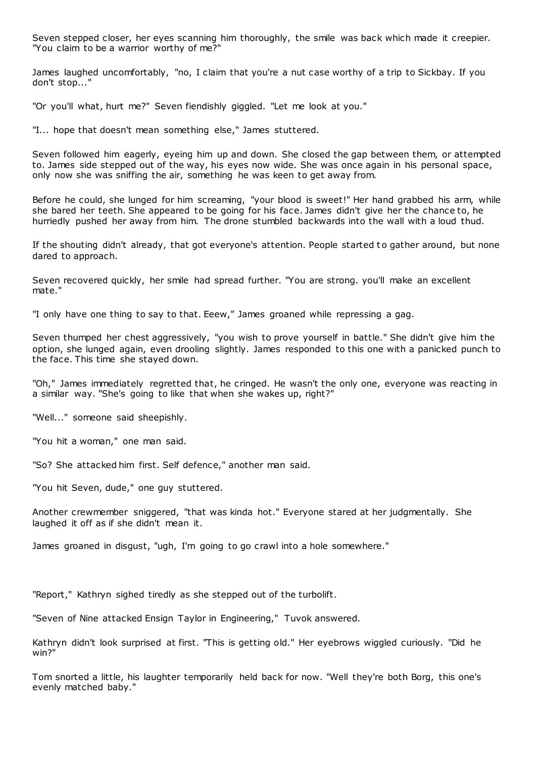Seven stepped closer, her eyes scanning him thoroughly, the smile was back which made it creepier. "You claim to be a warrior worthy of me?"

James laughed uncomfortably, "no, I claim that you're a nut case worthy of a trip to Sickbay. If you don't stop..."

"Or you'll what, hurt me?" Seven fiendishly giggled. "Let me look at you."

"I... hope that doesn't mean something else," James stuttered.

Seven followed him eagerly, eyeing him up and down. She closed the gap between them, or attempted to. James side stepped out of the way, his eyes now wide. She was once again in his personal space, only now she was sniffing the air, something he was keen to get away from.

Before he could, she lunged for him screaming, "your blood is sweet!" Her hand grabbed his arm, while she bared her teeth. She appeared to be going for his face. James didn't give her the chance to, he hurriedly pushed her away from him. The drone stumbled backwards into the wall with a loud thud.

If the shouting didn't already, that got everyone's attention. People started to gather around, but none dared to approach.

Seven recovered quickly, her smile had spread further. "You are strong. you'll make an excellent mate."

"I only have one thing to say to that. Eeew," James groaned while repressing a gag.

Seven thumped her chest aggressively, "you wish to prove yourself in battle." She didn't give him the option, she lunged again, even drooling slightly. James responded to this one with a panicked punch to the face. This time she stayed down.

"Oh," James immediately regretted that, he cringed. He wasn't the only one, everyone was reacting in a similar way. "She's going to like that when she wakes up, right?"

"Well..." someone said sheepishly.

"You hit a woman," one man said.

"So? She attacked him first. Self defence," another man said.

"You hit Seven, dude," one guy stuttered.

Another crewmember sniggered, "that was kinda hot." Everyone stared at her judgmentally. She laughed it off as if she didn't mean it.

James groaned in disgust, "ugh, I'm going to go crawl into a hole somewhere."

"Report," Kathryn sighed tiredly as she stepped out of the turbolift.

"Seven of Nine attacked Ensign Taylor in Engineering," Tuvok answered.

Kathryn didn't look surprised at first. "This is getting old." Her eyebrows wiggled curiously. "Did he win?"

Tom snorted a little, his laughter temporarily held back for now. "Well they're both Borg, this one's evenly matched baby."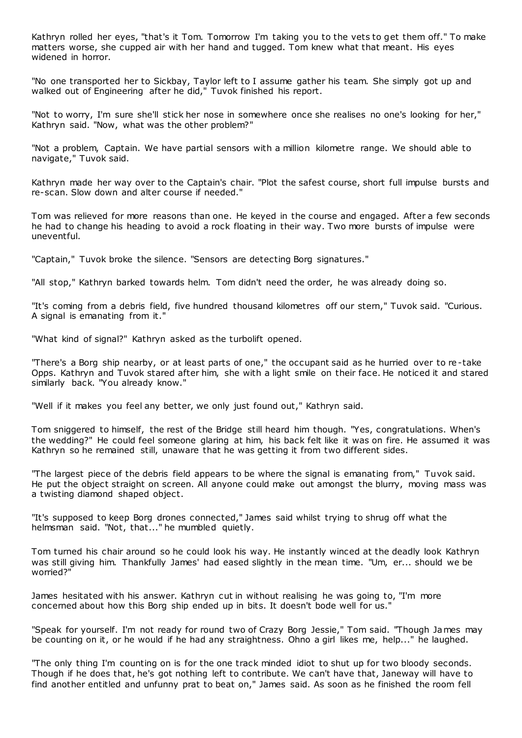Kathryn rolled her eyes, "that's it Tom. Tomorrow I'm taking you to the vets to get them off." To make matters worse, she cupped air with her hand and tugged. Tom knew what that meant. His eyes widened in horror.

"No one transported her to Sickbay, Taylor left to I assume gather his team. She simply got up and walked out of Engineering after he did," Tuvok finished his report.

"Not to worry, I'm sure she'll stick her nose in somewhere once she realises no one's looking for her," Kathryn said. "Now, what was the other problem?"

"Not a problem, Captain. We have partial sensors with a million kilometre range. We should able to navigate," Tuvok said.

Kathryn made her way over to the Captain's chair. "Plot the safest course, short full impulse bursts and re-scan. Slow down and alter course if needed."

Tom was relieved for more reasons than one. He keyed in the course and engaged. After a few seconds he had to change his heading to avoid a rock floating in their way. Two more bursts of impulse were uneventful.

"Captain," Tuvok broke the silence. "Sensors are detecting Borg signatures."

"All stop," Kathryn barked towards helm. Tom didn't need the order, he was already doing so.

"It's coming from a debris field, five hundred thousand kilometres off our stern," Tuvok said. "Curious. A signal is emanating from it."

"What kind of signal?" Kathryn asked as the turbolift opened.

"There's a Borg ship nearby, or at least parts of one," the occupant said as he hurried over to re-take Opps. Kathryn and Tuvok stared after him, she with a light smile on their face. He noticed it and stared similarly back. "You already know."

"Well if it makes you feel any better, we only just found out," Kathryn said.

Tom sniggered to himself, the rest of the Bridge still heard him though. "Yes, congratulations. When's the wedding?" He could feel someone glaring at him, his back felt like it was on fire. He assumed it was Kathryn so he remained still, unaware that he was getting it from two different sides.

"The largest piece of the debris field appears to be where the signal is emanating from," Tuvok said. He put the object straight on screen. All anyone could make out amongst the blurry, moving mass was a twisting diamond shaped object.

"It's supposed to keep Borg drones connected," James said whilst trying to shrug off what the helmsman said. "Not, that..." he mumbled quietly.

Tom turned his chair around so he could look his way. He instantly winced at the deadly look Kathryn was still giving him. Thankfully James' had eased slightly in the mean time. "Um, er... should we be worried?"

James hesitated with his answer. Kathryn cut in without realising he was going to, "I'm more concerned about how this Borg ship ended up in bits. It doesn't bode well for us."

"Speak for yourself. I'm not ready for round two of Crazy Borg Jessie," Tom said. "Though James may be counting on it, or he would if he had any straightness. Ohno a girl likes me, help..." he laughed.

"The only thing I'm counting on is for the one track minded idiot to shut up for two bloody seconds. Though if he does that, he's got nothing left to contribute. We can't have that, Janeway will have to find another entitled and unfunny prat to beat on," James said. As soon as he finished the room fell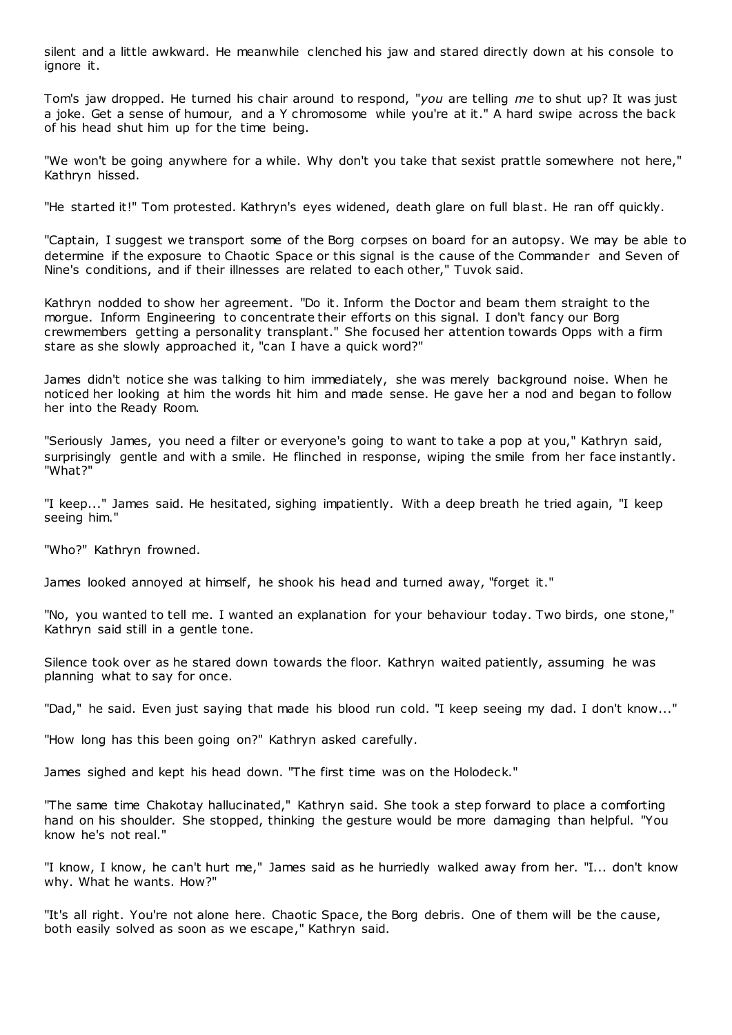silent and a little awkward. He meanwhile clenched his jaw and stared directly down at his console to ignore it.

Tom's jaw dropped. He turned his chair around to respond, "*you* are telling *me* to shut up? It was just a joke. Get a sense of humour, and a Y chromosome while you're at it." A hard swipe across the back of his head shut him up for the time being.

"We won't be going anywhere for a while. Why don't you take that sexist prattle somewhere not here," Kathryn hissed.

"He started it!" Tom protested. Kathryn's eyes widened, death glare on full blast. He ran off quickly.

"Captain, I suggest we transport some of the Borg corpses on board for an autopsy. We may be able to determine if the exposure to Chaotic Space or this signal is the cause of the Commander and Seven of Nine's conditions, and if their illnesses are related to each other," Tuvok said.

Kathryn nodded to show her agreement. "Do it. Inform the Doctor and beam them straight to the morgue. Inform Engineering to concentrate their efforts on this signal. I don't fancy our Borg crewmembers getting a personality transplant." She focused her attention towards Opps with a firm stare as she slowly approached it, "can I have a quick word?"

James didn't notice she was talking to him immediately, she was merely background noise. When he noticed her looking at him the words hit him and made sense. He gave her a nod and began to follow her into the Ready Room.

"Seriously James, you need a filter or everyone's going to want to take a pop at you," Kathryn said, surprisingly gentle and with a smile. He flinched in response, wiping the smile from her face instantly. "What?"

"I keep..." James said. He hesitated, sighing impatiently. With a deep breath he tried again, "I keep seeing him."

"Who?" Kathryn frowned.

James looked annoyed at himself, he shook his head and turned away, "forget it."

"No, you wanted to tell me. I wanted an explanation for your behaviour today. Two birds, one stone," Kathryn said still in a gentle tone.

Silence took over as he stared down towards the floor. Kathryn waited patiently, assuming he was planning what to say for once.

"Dad," he said. Even just saying that made his blood run cold. "I keep seeing my dad. I don't know..."

"How long has this been going on?" Kathryn asked carefully.

James sighed and kept his head down. "The first time was on the Holodeck."

"The same time Chakotay hallucinated," Kathryn said. She took a step forward to place a comforting hand on his shoulder. She stopped, thinking the gesture would be more damaging than helpful. "You know he's not real."

"I know, I know, he can't hurt me," James said as he hurriedly walked away from her. "I... don't know why. What he wants. How?"

"It's all right. You're not alone here. Chaotic Space, the Borg debris. One of them will be the cause, both easily solved as soon as we escape," Kathryn said.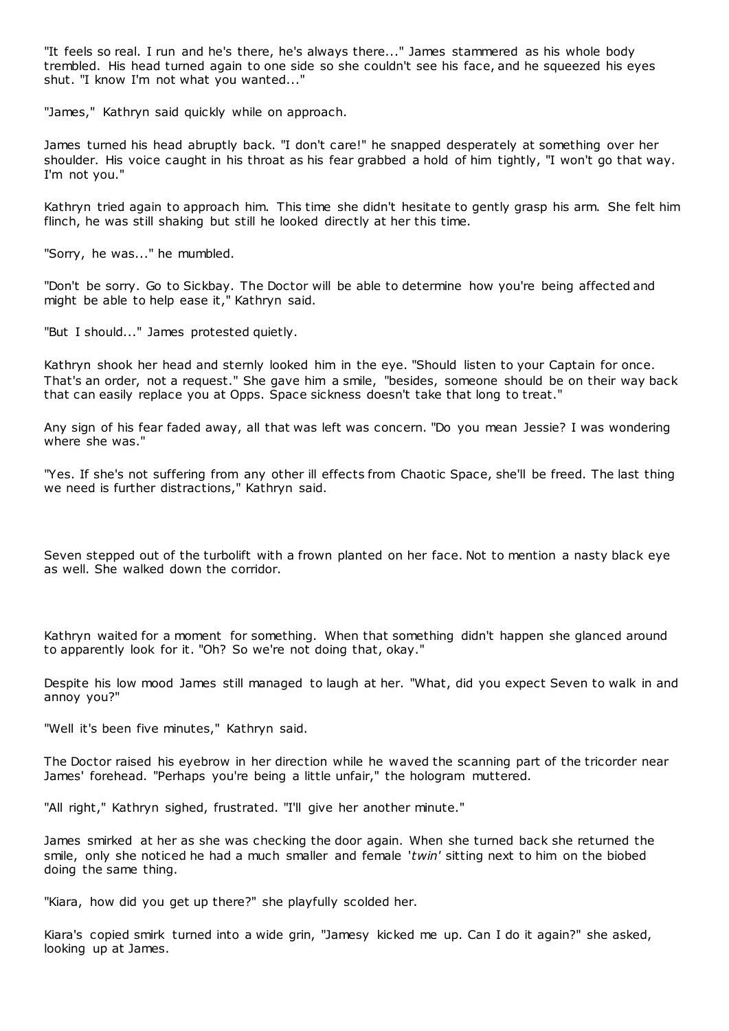"It feels so real. I run and he's there, he's always there..." James stammered as his whole body trembled. His head turned again to one side so she couldn't see his face, and he squeezed his eyes shut. "I know I'm not what you wanted..."

"James," Kathryn said quickly while on approach.

James turned his head abruptly back. "I don't care!" he snapped desperately at something over her shoulder. His voice caught in his throat as his fear grabbed a hold of him tightly, "I won't go that way. I'm not you."

Kathryn tried again to approach him. This time she didn't hesitate to gently grasp his arm. She felt him flinch, he was still shaking but still he looked directly at her this time.

"Sorry, he was..." he mumbled.

"Don't be sorry. Go to Sickbay. The Doctor will be able to determine how you're being affected and might be able to help ease it," Kathryn said.

"But I should..." James protested quietly.

Kathryn shook her head and sternly looked him in the eye. "Should listen to your Captain for once. That's an order, not a request." She gave him a smile, "besides, someone should be on their way back that can easily replace you at Opps. Space sickness doesn't take that long to treat."

Any sign of his fear faded away, all that was left was concern. "Do you mean Jessie? I was wondering where she was."

"Yes. If she's not suffering from any other ill effects from Chaotic Space, she'll be freed. The last thing we need is further distractions," Kathryn said.

Seven stepped out of the turbolift with a frown planted on her face. Not to mention a nasty black eye as well. She walked down the corridor.

Kathryn waited for a moment for something. When that something didn't happen she glanced around to apparently look for it. "Oh? So we're not doing that, okay."

Despite his low mood James still managed to laugh at her. "What, did you expect Seven to walk in and annoy you?"

"Well it's been five minutes," Kathryn said.

The Doctor raised his eyebrow in her direction while he waved the scanning part of the tricorder near James' forehead. "Perhaps you're being a little unfair," the hologram muttered.

"All right," Kathryn sighed, frustrated. "I'll give her another minute."

James smirked at her as she was checking the door again. When she turned back she returned the smile, only she noticed he had a much smaller and female '*twin*' sitting next to him on the biobed doing the same thing.

"Kiara, how did you get up there?" she playfully scolded her.

Kiara's copied smirk turned into a wide grin, "Jamesy kicked me up. Can I do it again?" she asked, looking up at James.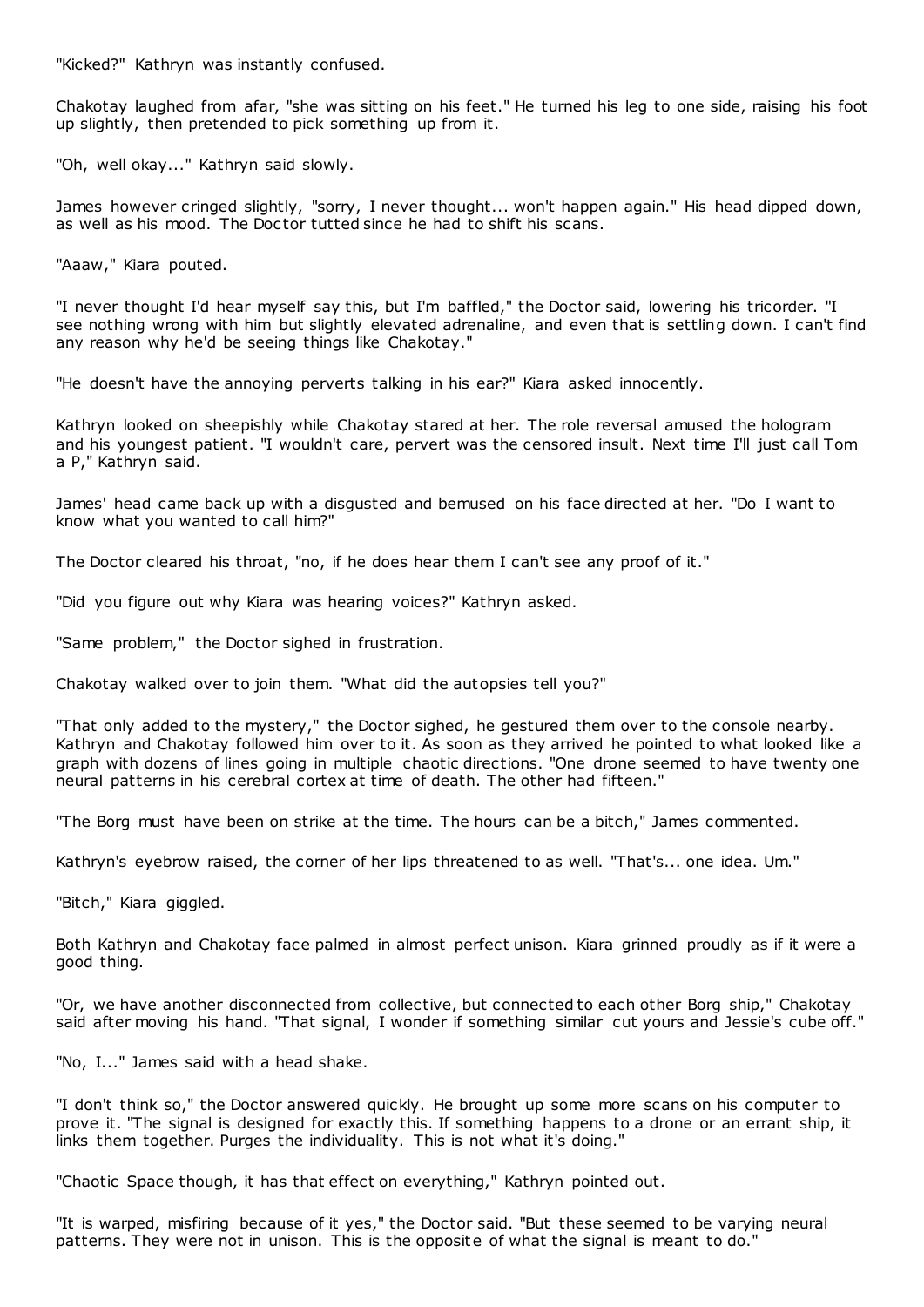"Kicked?" Kathryn was instantly confused.

Chakotay laughed from afar, "she was sitting on his feet." He turned his leg to one side, raising his foot up slightly, then pretended to pick something up from it.

"Oh, well okay..." Kathryn said slowly.

James however cringed slightly, "sorry, I never thought... won't happen again." His head dipped down, as well as his mood. The Doctor tutted since he had to shift his scans.

"Aaaw," Kiara pouted.

"I never thought I'd hear myself say this, but I'm baffled," the Doctor said, lowering his tricorder. "I see nothing wrong with him but slightly elevated adrenaline, and even that is settling down. I can't find any reason why he'd be seeing things like Chakotay."

"He doesn't have the annoying perverts talking in his ear?" Kiara asked innocently.

Kathryn looked on sheepishly while Chakotay stared at her. The role reversal amused the hologram and his youngest patient. "I wouldn't care, pervert was the censored insult. Next time I'll just call Tom a P," Kathryn said.

James' head came back up with a disgusted and bemused on his face directed at her. "Do I want to know what you wanted to call him?"

The Doctor cleared his throat, "no, if he does hear them I can't see any proof of it."

"Did you figure out why Kiara was hearing voices?" Kathryn asked.

"Same problem," the Doctor sighed in frustration.

Chakotay walked over to join them. "What did the autopsies tell you?"

"That only added to the mystery," the Doctor sighed, he gestured them over to the console nearby. Kathryn and Chakotay followed him over to it. As soon as they arrived he pointed to what looked like a graph with dozens of lines going in multiple chaotic directions. "One drone seemed to have twenty one neural patterns in his cerebral cortex at time of death. The other had fifteen."

"The Borg must have been on strike at the time. The hours can be a bitch," James commented.

Kathryn's eyebrow raised, the corner of her lips threatened to as well. "That's... one idea. Um."

"Bitch," Kiara giggled.

Both Kathryn and Chakotay face palmed in almost perfect unison. Kiara grinned proudly as if it were a good thing.

"Or, we have another disconnected from collective, but connected to each other Borg ship," Chakotay said after moving his hand. "That signal, I wonder if something similar cut yours and Jessie's cube off."

"No, I..." James said with a head shake.

"I don't think so," the Doctor answered quickly. He brought up some more scans on his computer to prove it. "The signal is designed for exactly this. If something happens to a drone or an errant ship, it links them together. Purges the individuality. This is not what it's doing."

"Chaotic Space though, it has that effect on everything," Kathryn pointed out.

"It is warped, misfiring because of it yes," the Doctor said. "But these seemed to be varying neural patterns. They were not in unison. This is the opposite of what the signal is meant to do."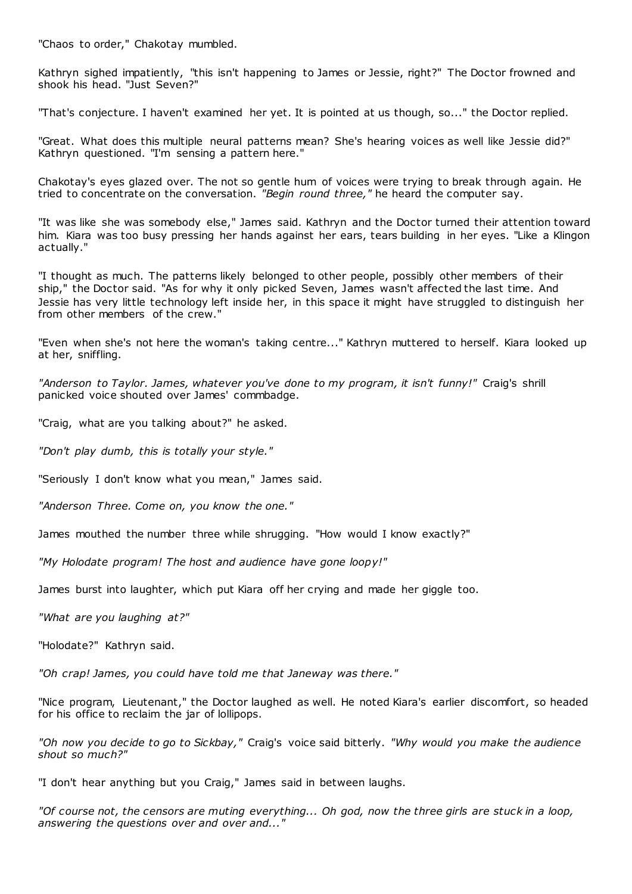"Chaos to order," Chakotay mumbled.

Kathryn sighed impatiently, "this isn't happening to James or Jessie, right?" The Doctor frowned and shook his head. "Just Seven?"

"That's conjecture. I haven't examined her yet. It is pointed at us though, so..." the Doctor replied.

"Great. What does this multiple neural patterns mean? She's hearing voices as well like Jessie did?" Kathryn questioned. "I'm sensing a pattern here."

Chakotay's eyes glazed over. The not so gentle hum of voices were trying to break through again. He tried to concentrate on the conversation. *"Begin round three,"* he heard the computer say.

"It was like she was somebody else," James said. Kathryn and the Doctor turned their attention toward him. Kiara was too busy pressing her hands against her ears, tears building in her eyes. "Like a Klingon actually."

"I thought as much. The patterns likely belonged to other people, possibly other members of their ship," the Doctor said. "As for why it only picked Seven, James wasn't affected the last time. And Jessie has very little technology left inside her, in this space it might have struggled to distinguish her from other members of the crew."

"Even when she's not here the woman's taking centre..." Kathryn muttered to herself. Kiara looked up at her, sniffling.

*"Anderson to Taylor. James, whatever you've done to my program, it isn't funny!"* Craig's shrill panicked voice shouted over James' commbadge.

"Craig, what are you talking about?" he asked.

*"Don't play dumb, this is totally your style."*

"Seriously I don't know what you mean," James said.

*"Anderson Three. Come on, you know the one."*

James mouthed the number three while shrugging. "How would I know exactly?"

*"My Holodate program! The host and audience have gone loopy!"*

James burst into laughter, which put Kiara off her crying and made her giggle too.

*"What are you laughing at?"*

"Holodate?" Kathryn said.

*"Oh crap! James, you could have told me that Janeway was there."*

"Nice program, Lieutenant," the Doctor laughed as well. He noted Kiara's earlier discomfort, so headed for his office to reclaim the jar of lollipops.

*"Oh now you decide to go to Sickbay,"* Craig's voice said bitterly. *"Why would you make the audience shout so much?"*

"I don't hear anything but you Craig," James said in between laughs.

*"Of course not, the censors are muting everything... Oh god, now the three girls are stuck in a loop, answering the questions over and over and..."*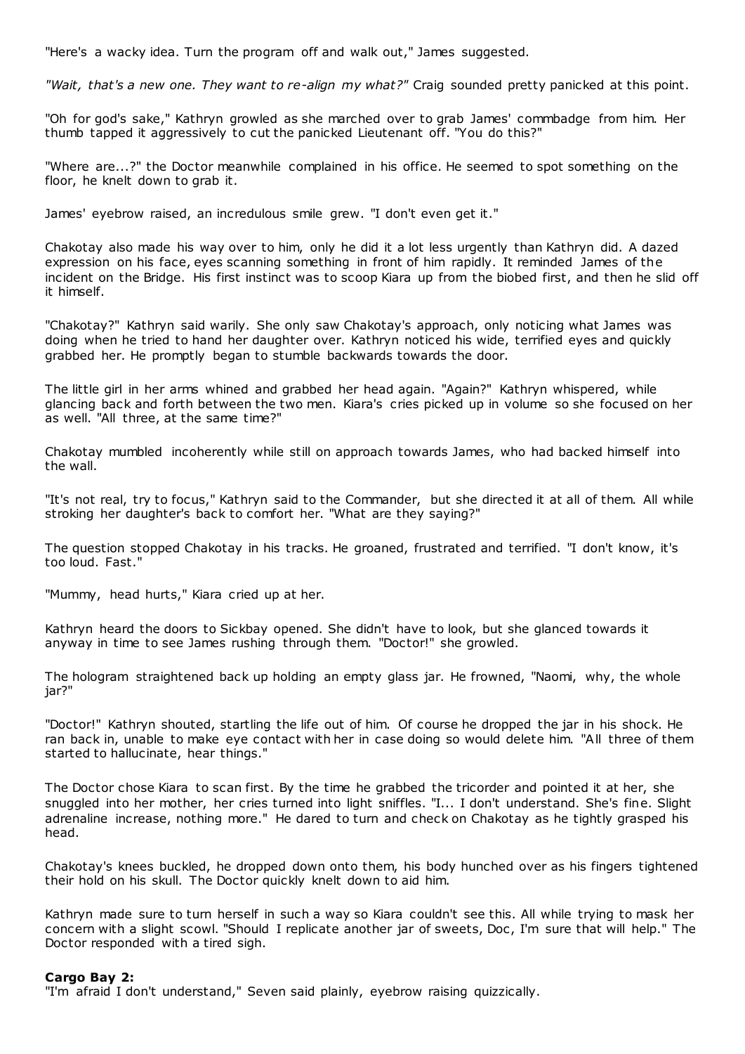"Here's a wacky idea. Turn the program off and walk out," James suggested.

*"Wait, that's a new one. They want to re-align my what?"* Craig sounded pretty panicked at this point.

"Oh for god's sake," Kathryn growled as she marched over to grab James' commbadge from him. Her thumb tapped it aggressively to cut the panicked Lieutenant off. "You do this?"

"Where are...?" the Doctor meanwhile complained in his office. He seemed to spot something on the floor, he knelt down to grab it.

James' eyebrow raised, an incredulous smile grew. "I don't even get it."

Chakotay also made his way over to him, only he did it a lot less urgently than Kathryn did. A dazed expression on his face, eyes scanning something in front of him rapidly. It reminded James of the incident on the Bridge. His first instinct was to scoop Kiara up from the biobed first, and then he slid off it himself.

"Chakotay?" Kathryn said warily. She only saw Chakotay's approach, only noticing what James was doing when he tried to hand her daughter over. Kathryn noticed his wide, terrified eyes and quickly grabbed her. He promptly began to stumble backwards towards the door.

The little girl in her arms whined and grabbed her head again. "Again?" Kathryn whispered, while glancing back and forth between the two men. Kiara's cries picked up in volume so she focused on her as well. "All three, at the same time?"

Chakotay mumbled incoherently while still on approach towards James, who had backed himself into the wall.

"It's not real, try to focus," Kathryn said to the Commander, but she directed it at all of them. All while stroking her daughter's back to comfort her. "What are they saying?"

The question stopped Chakotay in his tracks. He groaned, frustrated and terrified. "I don't know, it's too loud. Fast."

"Mummy, head hurts," Kiara cried up at her.

Kathryn heard the doors to Sickbay opened. She didn't have to look, but she glanced towards it anyway in time to see James rushing through them. "Doctor!" she growled.

The hologram straightened back up holding an empty glass jar. He frowned, "Naomi, why, the whole jar?"

"Doctor!" Kathryn shouted, startling the life out of him. Of course he dropped the jar in his shock. He ran back in, unable to make eye contact with her in case doing so would delete him. "All three of them started to hallucinate, hear things."

The Doctor chose Kiara to scan first. By the time he grabbed the tricorder and pointed it at her, she snuggled into her mother, her cries turned into light sniffles. "I... I don't understand. She's fine. Slight adrenaline increase, nothing more." He dared to turn and check on Chakotay as he tightly grasped his head.

Chakotay's knees buckled, he dropped down onto them, his body hunched over as his fingers tightened their hold on his skull. The Doctor quickly knelt down to aid him.

Kathryn made sure to turn herself in such a way so Kiara couldn't see this. All while trying to mask her concern with a slight scowl. "Should I replicate another jar of sweets, Doc, I'm sure that will help." The Doctor responded with a tired sigh.

**Cargo Bay 2:**
"I'm afraid I don't understand," Seven said plainly, eyebrow raising quizzically.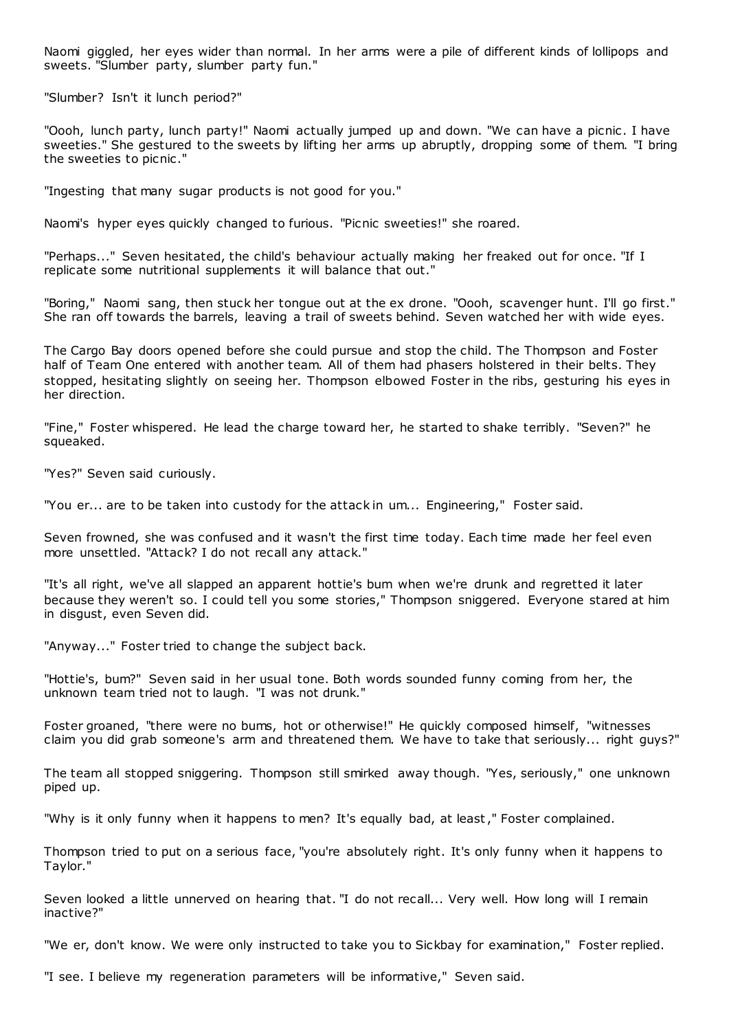Naomi giggled, her eyes wider than normal. In her arms were a pile of different kinds of lollipops and sweets. "Slumber party, slumber party fun."

"Slumber? Isn't it lunch period?"

"Oooh, lunch party, lunch party!" Naomi actually jumped up and down. "We can have a picnic. I have sweeties." She gestured to the sweets by lifting her arms up abruptly, dropping some of them. "I bring the sweeties to picnic."

"Ingesting that many sugar products is not good for you."

Naomi's hyper eyes quickly changed to furious. "Picnic sweeties!" she roared.

"Perhaps..." Seven hesitated, the child's behaviour actually making her freaked out for once. "If I replicate some nutritional supplements it will balance that out."

"Boring," Naomi sang, then stuck her tongue out at the ex drone. "Oooh, scavenger hunt. I'll go first." She ran off towards the barrels, leaving a trail of sweets behind. Seven watched her with wide eyes.

The Cargo Bay doors opened before she could pursue and stop the child. The Thompson and Foster half of Team One entered with another team. All of them had phasers holstered in their belts. They stopped, hesitating slightly on seeing her. Thompson elbowed Foster in the ribs, gesturing his eyes in her direction.

"Fine," Foster whispered. He lead the charge toward her, he started to shake terribly. "Seven?" he squeaked.

"Yes?" Seven said curiously.

"You er... are to be taken into custody for the attack in um... Engineering," Foster said.

Seven frowned, she was confused and it wasn't the first time today. Each time made her feel even more unsettled. "Attack? I do not recall any attack."

"It's all right, we've all slapped an apparent hottie's bum when we're drunk and regretted it later because they weren't so. I could tell you some stories," Thompson sniggered. Everyone stared at him in disgust, even Seven did.

"Anyway..." Foster tried to change the subject back.

"Hottie's, bum?" Seven said in her usual tone. Both words sounded funny coming from her, the unknown team tried not to laugh. "I was not drunk."

Foster groaned, "there were no bums, hot or otherwise!" He quickly composed himself, "witnesses claim you did grab someone's arm and threatened them. We have to take that seriously... right guys?"

The team all stopped sniggering. Thompson still smirked away though. "Yes, seriously," one unknown piped up.

"Why is it only funny when it happens to men? It's equally bad, at least," Foster complained.

Thompson tried to put on a serious face, "you're absolutely right. It's only funny when it happens to Taylor."

Seven looked a little unnerved on hearing that. "I do not recall... Very well. How long will I remain inactive?"

"We er, don't know. We were only instructed to take you to Sickbay for examination," Foster replied.

"I see. I believe my regeneration parameters will be informative," Seven said.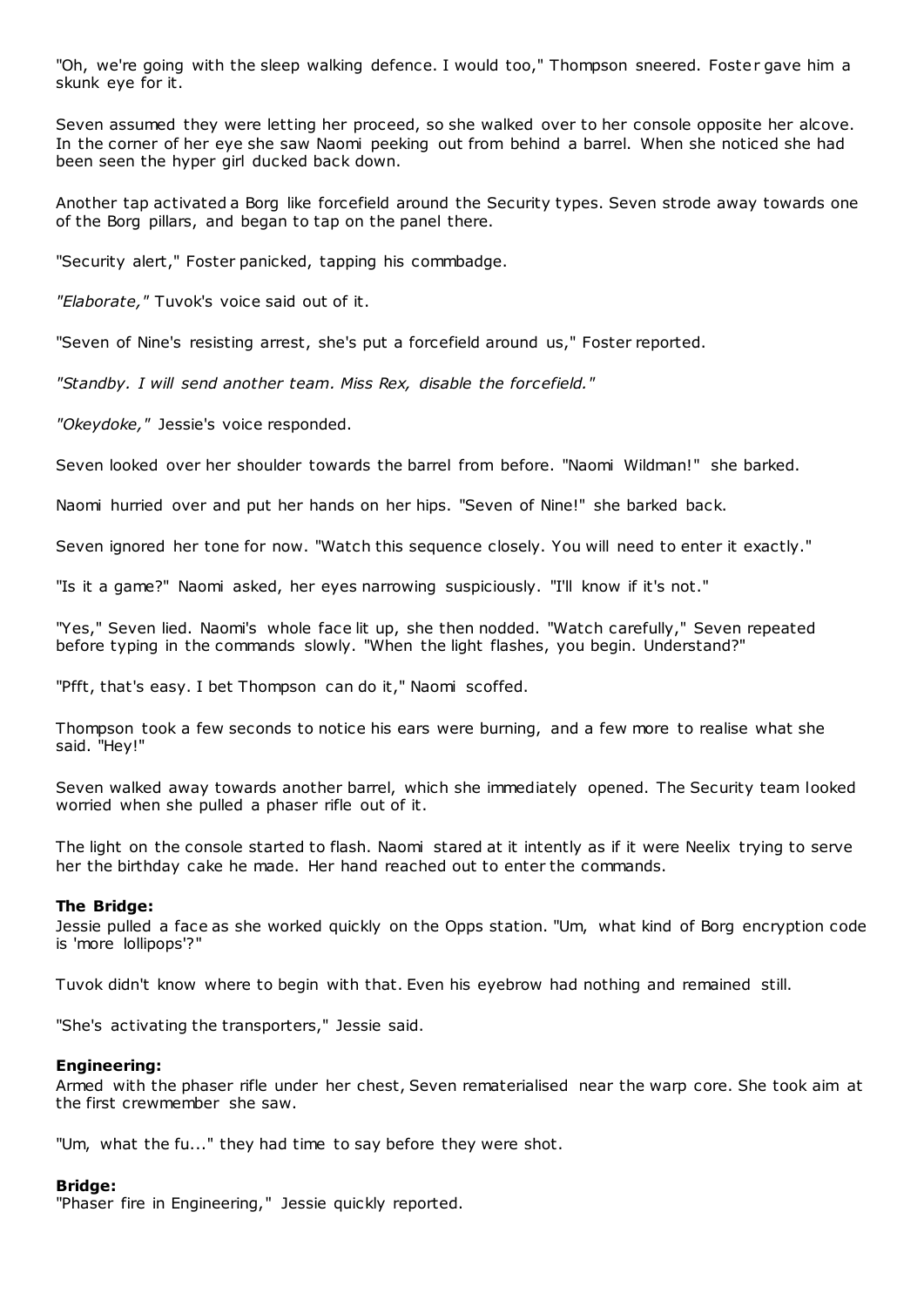"Oh, we're going with the sleep walking defence. I would too," Thompson sneered. Foster gave him a skunk eye for it.

Seven assumed they were letting her proceed, so she walked over to her console opposite her alcove. In the corner of her eye she saw Naomi peeking out from behind a barrel. When she noticed she had been seen the hyper girl ducked back down.

Another tap activated a Borg like forcefield around the Security types. Seven strode away towards one of the Borg pillars, and began to tap on the panel there.

"Security alert," Foster panicked, tapping his commbadge.

*"Elaborate,"* Tuvok's voice said out of it.

"Seven of Nine's resisting arrest, she's put a forcefield around us," Foster reported.

*"Standby. I will send another team. Miss Rex, disable the forcefield."*

*"Okeydoke,"* Jessie's voice responded.

Seven looked over her shoulder towards the barrel from before. "Naomi Wildman!" she barked.

Naomi hurried over and put her hands on her hips. "Seven of Nine!" she barked back.

Seven ignored her tone for now. "Watch this sequence closely. You will need to enter it exactly."

"Is it a game?" Naomi asked, her eyes narrowing suspiciously. "I'll know if it's not."

"Yes," Seven lied. Naomi's whole face lit up, she then nodded. "Watch carefully," Seven repeated before typing in the commands slowly. "When the light flashes, you begin. Understand?"

"Pfft, that's easy. I bet Thompson can do it," Naomi scoffed.

Thompson took a few seconds to notice his ears were burning, and a few more to realise what she said. "Hey!"

Seven walked away towards another barrel, which she immediately opened. The Security team looked worried when she pulled a phaser rifle out of it.

The light on the console started to flash. Naomi stared at it intently as if it were Neelix trying to serve her the birthday cake he made. Her hand reached out to enter the commands.

**The Bridge:**
Jessie pulled a face as she worked quickly on the Opps station. "Um, what kind of Borg encryption code is 'more lollipops'?"

Tuvok didn't know where to begin with that. Even his eyebrow had nothing and remained still.

"She's activating the transporters," Jessie said.

**Engineering:**
Armed with the phaser rifle under her chest, Seven rematerialised near the warp core. She took aim at the first crewmember she saw.

"Um, what the fu..." they had time to say before they were shot.

**Bridge:**
"Phaser fire in Engineering," Jessie quickly reported.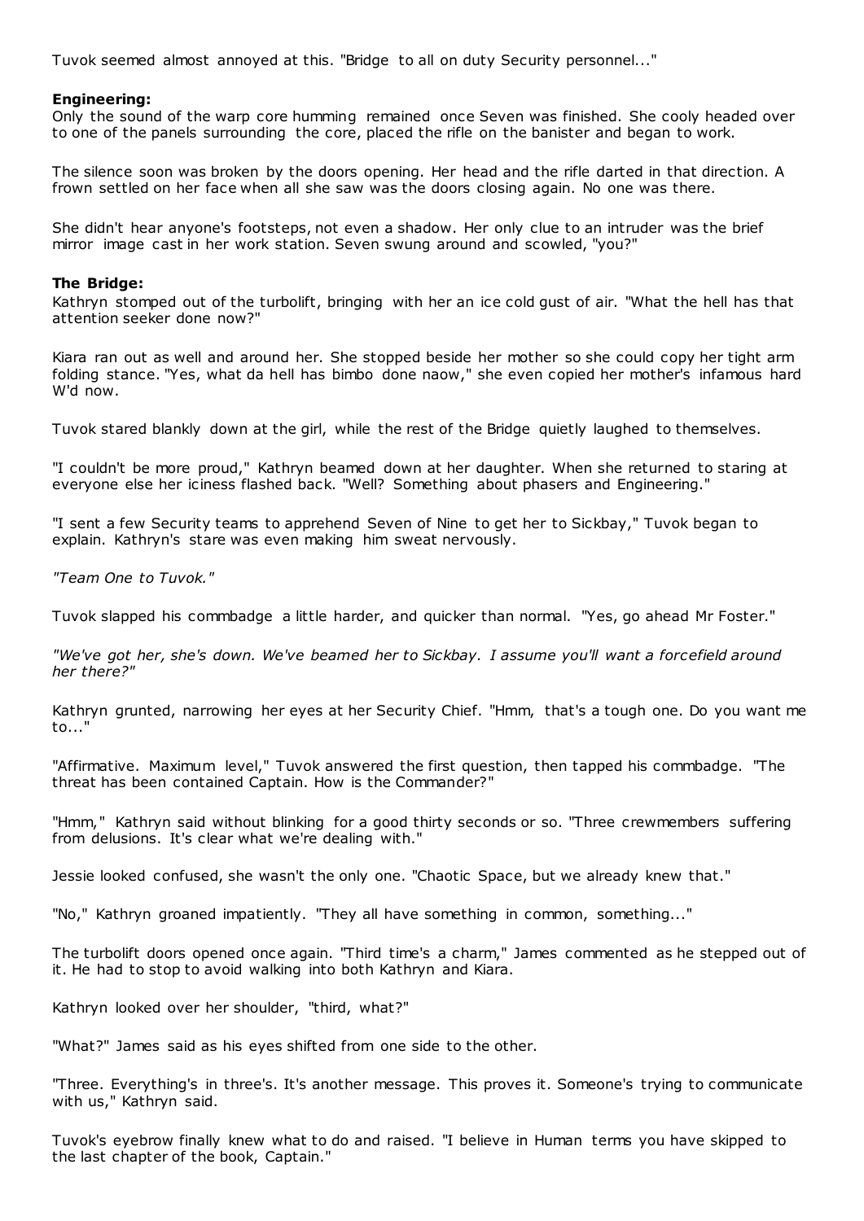Tuvok seemed almost annoyed at this. "Bridge to all on duty Security personnel..."

**Engineering:**

Only the sound of the warp core humming remained once Seven was finished. She cooly headed over to one of the panels surrounding the core, placed the rifle on the banister and began to work.

The silence soon was broken by the doors opening. Her head and the rifle darted in that direction. A frown settled on her face when all she saw was the doors closing again. No one was there.

She didn't hear anyone's footsteps, not even a shadow. Her only clue to an intruder was the brief mirror image cast in her work station. Seven swung around and scowled, "you?"

**The Bridge:**

Kathryn stomped out of the turbolift, bringing with her an ice cold gust of air. "What the hell has that attention seeker done now?"

Kiara ran out as well and around her. She stopped beside her mother so she could copy her tight arm folding stance. "Yes, what da hell has bimbo done naow," she even copied her mother's infamous hard W'd now.

Tuvok stared blankly down at the girl, while the rest of the Bridge quietly laughed to themselves.

"I couldn't be more proud," Kathryn beamed down at her daughter. When she returned to staring at everyone else her iciness flashed back. "Well? Something about phasers and Engineering."

"I sent a few Security teams to apprehend Seven of Nine to get her to Sickbay," Tuvok began to explain. Kathryn's stare was even making him sweat nervously.

*"Team One to Tuvok."*

Tuvok slapped his commbadge a little harder, and quicker than normal. "Yes, go ahead Mr Foster."

*"We've got her, she's down. We've beamed her to Sickbay. I assume you'll want a forcefield around her there?"*

Kathryn grunted, narrowing her eyes at her Security Chief. "Hmm, that's a tough one. Do you want me to..."

"Affirmative. Maximum level," Tuvok answered the first question, then tapped his commbadge. "The threat has been contained Captain. How is the Commander?"

"Hmm," Kathryn said without blinking for a good thirty seconds or so. "Three crewmembers suffering from delusions. It's clear what we're dealing with."

Jessie looked confused, she wasn't the only one. "Chaotic Space, but we already knew that."

"No," Kathryn groaned impatiently. "They all have something in common, something..."

The turbolift doors opened once again. "Third time's a charm," James commented as he stepped out of it. He had to stop to avoid walking into both Kathryn and Kiara.

Kathryn looked over her shoulder, "third, what?"

"What?" James said as his eyes shifted from one side to the other.

"Three. Everything's in three's. It's another message. This proves it. Someone's trying to communicate with us," Kathryn said.

Tuvok's eyebrow finally knew what to do and raised. "I believe in Human terms you have skipped to the last chapter of the book, Captain."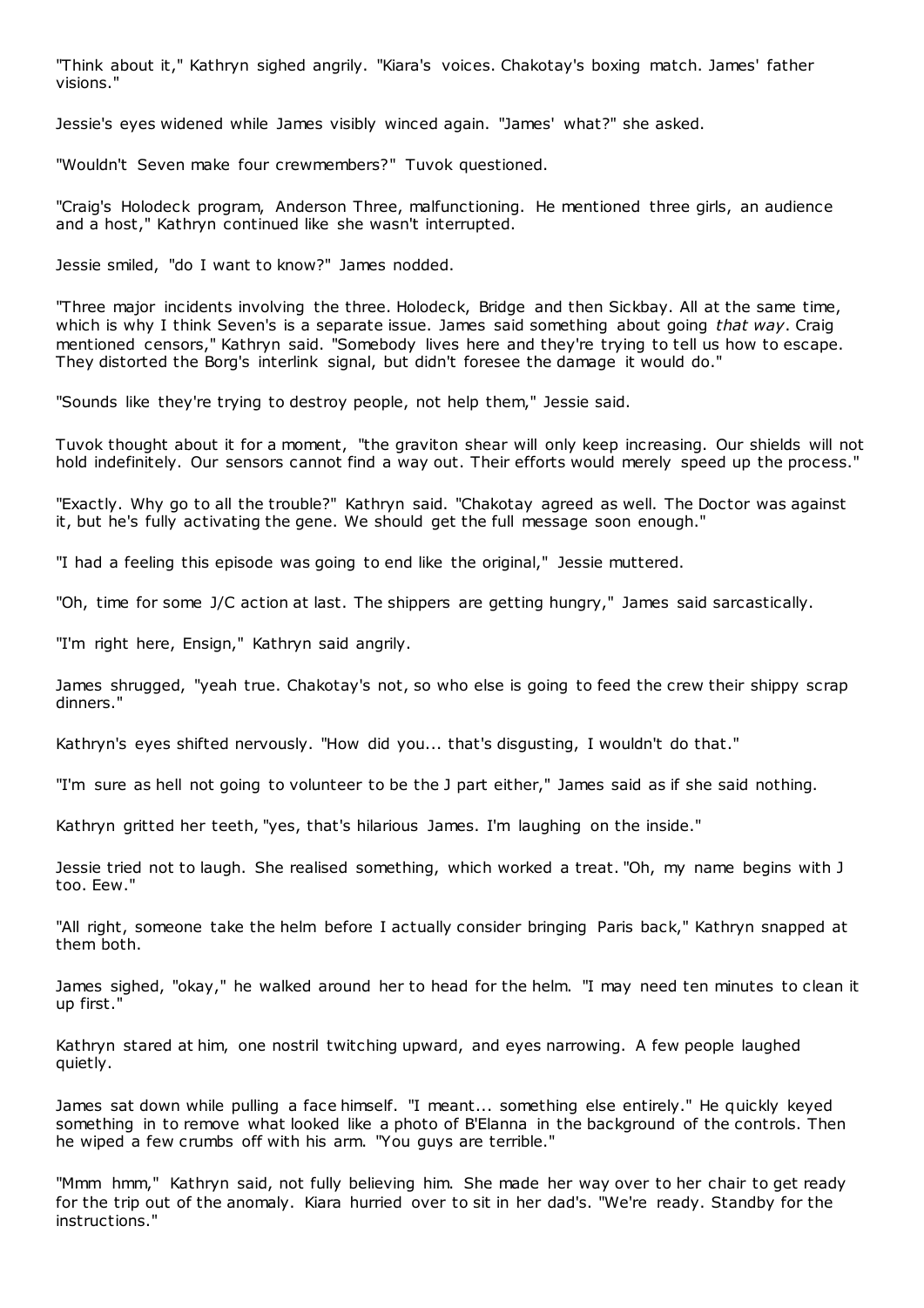"Think about it," Kathryn sighed angrily. "Kiara's voices. Chakotay's boxing match. James' father visions."

Jessie's eyes widened while James visibly winced again. "James' what?" she asked.

"Wouldn't Seven make four crewmembers?" Tuvok questioned.

"Craig's Holodeck program, Anderson Three, malfunctioning. He mentioned three girls, an audience and a host," Kathryn continued like she wasn't interrupted.

Jessie smiled, "do I want to know?" James nodded.

"Three major incidents involving the three. Holodeck, Bridge and then Sickbay. All at the same time, which is why I think Seven's is a separate issue. James said something about going *that way*. Craig mentioned censors," Kathryn said. "Somebody lives here and they're trying to tell us how to escape. They distorted the Borg's interlink signal, but didn't foresee the damage it would do."

"Sounds like they're trying to destroy people, not help them," Jessie said.

Tuvok thought about it for a moment, "the graviton shear will only keep increasing. Our shields will not hold indefinitely. Our sensors cannot find a way out. Their efforts would merely speed up the process."

"Exactly. Why go to all the trouble?" Kathryn said. "Chakotay agreed as well. The Doctor was against it, but he's fully activating the gene. We should get the full message soon enough."

"I had a feeling this episode was going to end like the original," Jessie muttered.

"Oh, time for some J/C action at last. The shippers are getting hungry," James said sarcastically.

"I'm right here, Ensign," Kathryn said angrily.

James shrugged, "yeah true. Chakotay's not, so who else is going to feed the crew their shippy scrap dinners."

Kathryn's eyes shifted nervously. "How did you... that's disgusting, I wouldn't do that."

"I'm sure as hell not going to volunteer to be the J part either," James said as if she said nothing.

Kathryn gritted her teeth, "yes, that's hilarious James. I'm laughing on the inside."

Jessie tried not to laugh. She realised something, which worked a treat. "Oh, my name begins with J too. Eew."

"All right, someone take the helm before I actually consider bringing Paris back," Kathryn snapped at them both.

James sighed, "okay," he walked around her to head for the helm. "I may need ten minutes to clean it up first."

Kathryn stared at him, one nostril twitching upward, and eyes narrowing. A few people laughed quietly.

James sat down while pulling a face himself. "I meant... something else entirely." He quickly keyed something in to remove what looked like a photo of B'Elanna in the background of the controls. Then he wiped a few crumbs off with his arm. "You guys are terrible."

"Mmm hmm," Kathryn said, not fully believing him. She made her way over to her chair to get ready for the trip out of the anomaly. Kiara hurried over to sit in her dad's. "We're ready. Standby for the instructions."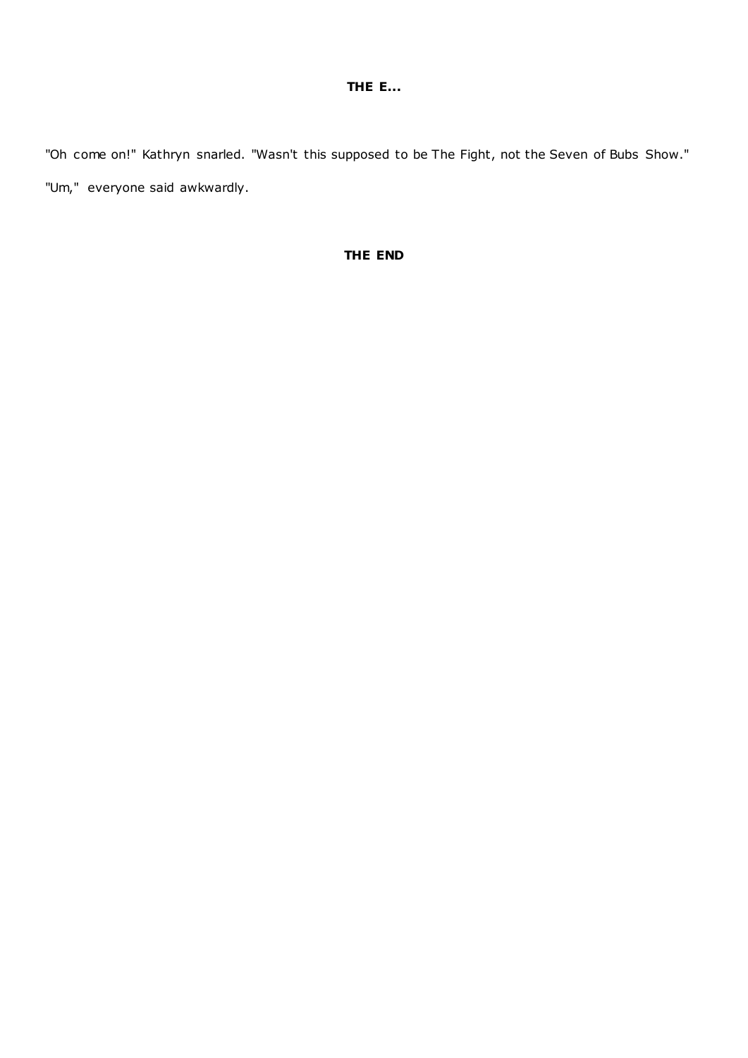**THE E...**

"Oh come on!" Kathryn snarled. "Wasn't this supposed to be The Fight, not the Seven of Bubs Show."

"Um," everyone said awkwardly.

**THE END**